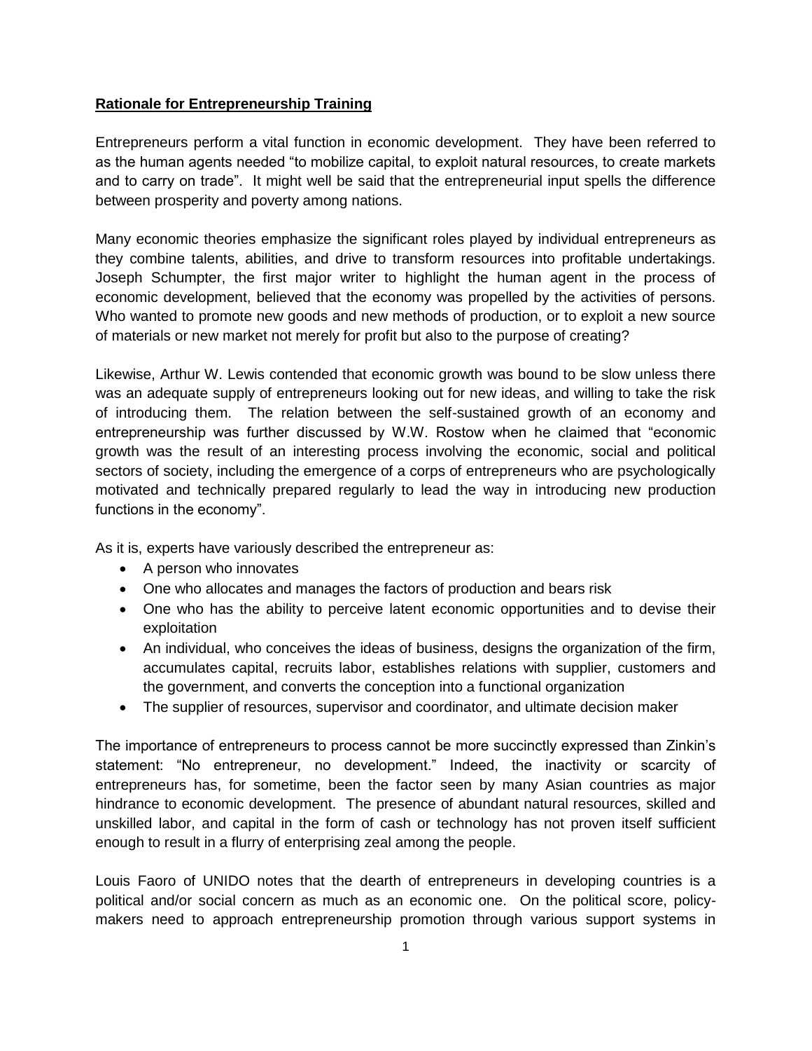**Rationale for Entrepreneurship Training**

Entrepreneurs perform a vital function in economic development. They have been referred to as the human agents needed "to mobilize capital, to exploit natural resources, to create markets and to carry on trade". It might well be said that the entrepreneurial input spells the difference between prosperity and poverty among nations.

Many economic theories emphasize the significant roles played by individual entrepreneurs as they combine talents, abilities, and drive to transform resources into profitable undertakings. Joseph Schumpter, the first major writer to highlight the human agent in the process of economic development, believed that the economy was propelled by the activities of persons. Who wanted to promote new goods and new methods of production, or to exploit a new source of materials or new market not merely for profit but also to the purpose of creating?

Likewise, Arthur W. Lewis contended that economic growth was bound to be slow unless there was an adequate supply of entrepreneurs looking out for new ideas, and willing to take the risk of introducing them. The relation between the self-sustained growth of an economy and entrepreneurship was further discussed by W.W. Rostow when he claimed that "economic growth was the result of an interesting process involving the economic, social and political sectors of society, including the emergence of a corps of entrepreneurs who are psychologically motivated and technically prepared regularly to lead the way in introducing new production functions in the economy".

As it is, experts have variously described the entrepreneur as:

- A person who innovates
- One who allocates and manages the factors of production and bears risk
- One who has the ability to perceive latent economic opportunities and to devise their exploitation
- An individual, who conceives the ideas of business, designs the organization of the firm, accumulates capital, recruits labor, establishes relations with supplier, customers and the government, and converts the conception into a functional organization
- The supplier of resources, supervisor and coordinator, and ultimate decision maker

The importance of entrepreneurs to process cannot be more succinctly expressed than Zinkin's statement: "No entrepreneur, no development." Indeed, the inactivity or scarcity of entrepreneurs has, for sometime, been the factor seen by many Asian countries as major hindrance to economic development. The presence of abundant natural resources, skilled and unskilled labor, and capital in the form of cash or technology has not proven itself sufficient enough to result in a flurry of enterprising zeal among the people.

Louis Faoro of UNIDO notes that the dearth of entrepreneurs in developing countries is a political and/or social concern as much as an economic one. On the political score, policy-makers need to approach entrepreneurship promotion through various support systems in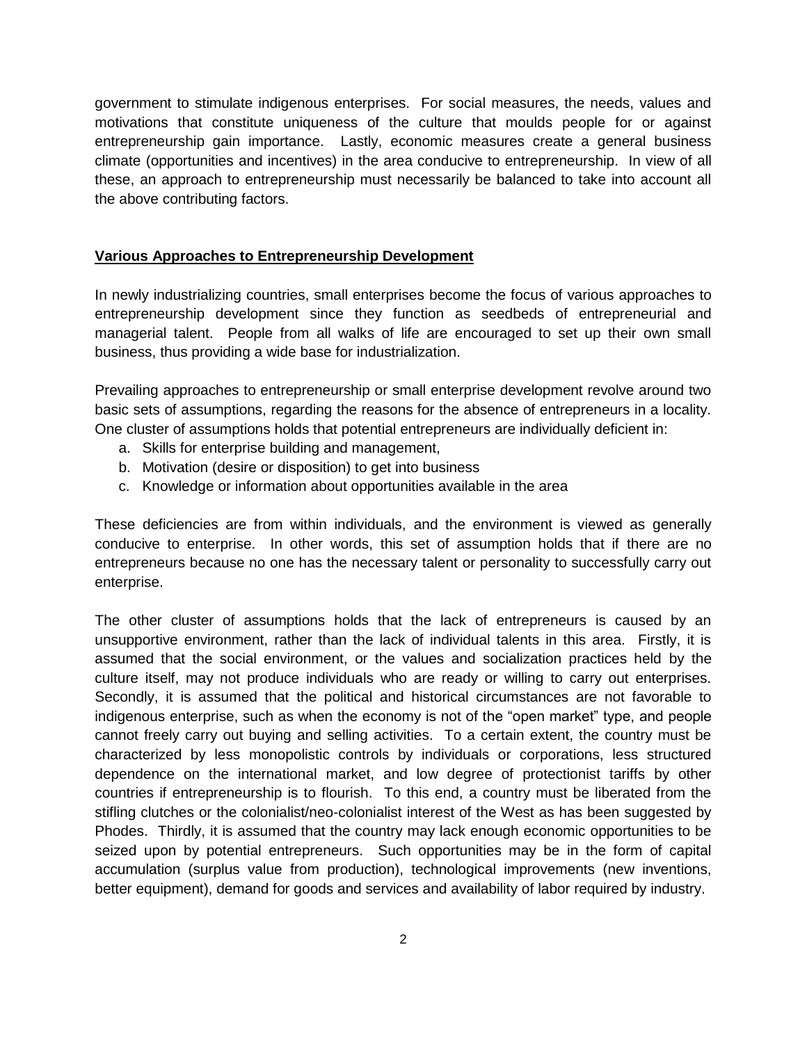government to stimulate indigenous enterprises. For social measures, the needs, values and motivations that constitute uniqueness of the culture that moulds people for or against entrepreneurship gain importance. Lastly, economic measures create a general business climate (opportunities and incentives) in the area conducive to entrepreneurship. In view of all these, an approach to entrepreneurship must necessarily be balanced to take into account all the above contributing factors.

**Various Approaches to Entrepreneurship Development**

In newly industrializing countries, small enterprises become the focus of various approaches to entrepreneurship development since they function as seedbeds of entrepreneurial and managerial talent. People from all walks of life are encouraged to set up their own small business, thus providing a wide base for industrialization.

Prevailing approaches to entrepreneurship or small enterprise development revolve around two basic sets of assumptions, regarding the reasons for the absence of entrepreneurs in a locality. One cluster of assumptions holds that potential entrepreneurs are individually deficient in:

a. Skills for enterprise building and management,
b. Motivation (desire or disposition) to get into business
c. Knowledge or information about opportunities available in the area

These deficiencies are from within individuals, and the environment is viewed as generally conducive to enterprise. In other words, this set of assumption holds that if there are no entrepreneurs because no one has the necessary talent or personality to successfully carry out enterprise.

The other cluster of assumptions holds that the lack of entrepreneurs is caused by an unsupportive environment, rather than the lack of individual talents in this area. Firstly, it is assumed that the social environment, or the values and socialization practices held by the culture itself, may not produce individuals who are ready or willing to carry out enterprises. Secondly, it is assumed that the political and historical circumstances are not favorable to indigenous enterprise, such as when the economy is not of the "open market" type, and people cannot freely carry out buying and selling activities. To a certain extent, the country must be characterized by less monopolistic controls by individuals or corporations, less structured dependence on the international market, and low degree of protectionist tariffs by other countries if entrepreneurship is to flourish. To this end, a country must be liberated from the stifling clutches or the colonialist/neo-colonialist interest of the West as has been suggested by Phodes. Thirdly, it is assumed that the country may lack enough economic opportunities to be seized upon by potential entrepreneurs. Such opportunities may be in the form of capital accumulation (surplus value from production), technological improvements (new inventions, better equipment), demand for goods and services and availability of labor required by industry.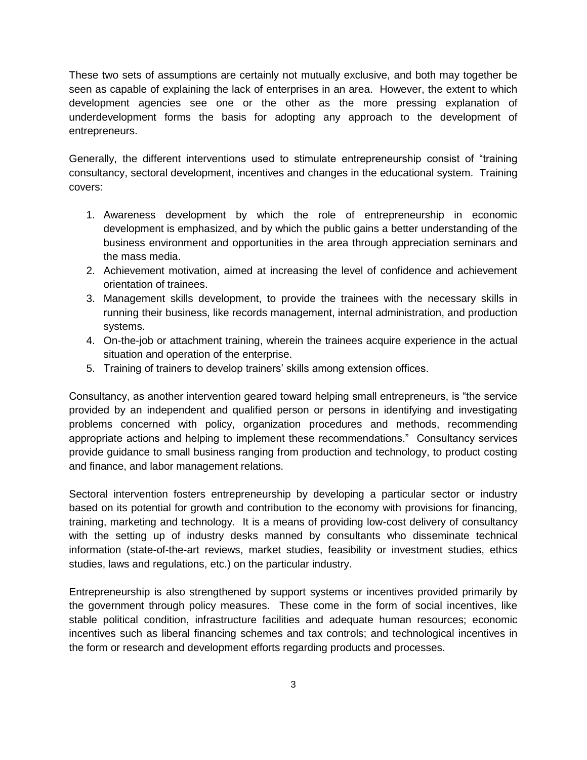These two sets of assumptions are certainly not mutually exclusive, and both may together be seen as capable of explaining the lack of enterprises in an area. However, the extent to which development agencies see one or the other as the more pressing explanation of underdevelopment forms the basis for adopting any approach to the development of entrepreneurs.

Generally, the different interventions used to stimulate entrepreneurship consist of "training consultancy, sectoral development, incentives and changes in the educational system. Training covers:

1. Awareness development by which the role of entrepreneurship in economic development is emphasized, and by which the public gains a better understanding of the business environment and opportunities in the area through appreciation seminars and the mass media.
2. Achievement motivation, aimed at increasing the level of confidence and achievement orientation of trainees.
3. Management skills development, to provide the trainees with the necessary skills in running their business, like records management, internal administration, and production systems.
4. On-the-job or attachment training, wherein the trainees acquire experience in the actual situation and operation of the enterprise.
5. Training of trainers to develop trainers' skills among extension offices.

Consultancy, as another intervention geared toward helping small entrepreneurs, is "the service provided by an independent and qualified person or persons in identifying and investigating problems concerned with policy, organization procedures and methods, recommending appropriate actions and helping to implement these recommendations." Consultancy services provide guidance to small business ranging from production and technology, to product costing and finance, and labor management relations.

Sectoral intervention fosters entrepreneurship by developing a particular sector or industry based on its potential for growth and contribution to the economy with provisions for financing, training, marketing and technology. It is a means of providing low-cost delivery of consultancy with the setting up of industry desks manned by consultants who disseminate technical information (state-of-the-art reviews, market studies, feasibility or investment studies, ethics studies, laws and regulations, etc.) on the particular industry.

Entrepreneurship is also strengthened by support systems or incentives provided primarily by the government through policy measures. These come in the form of social incentives, like stable political condition, infrastructure facilities and adequate human resources; economic incentives such as liberal financing schemes and tax controls; and technological incentives in the form or research and development efforts regarding products and processes.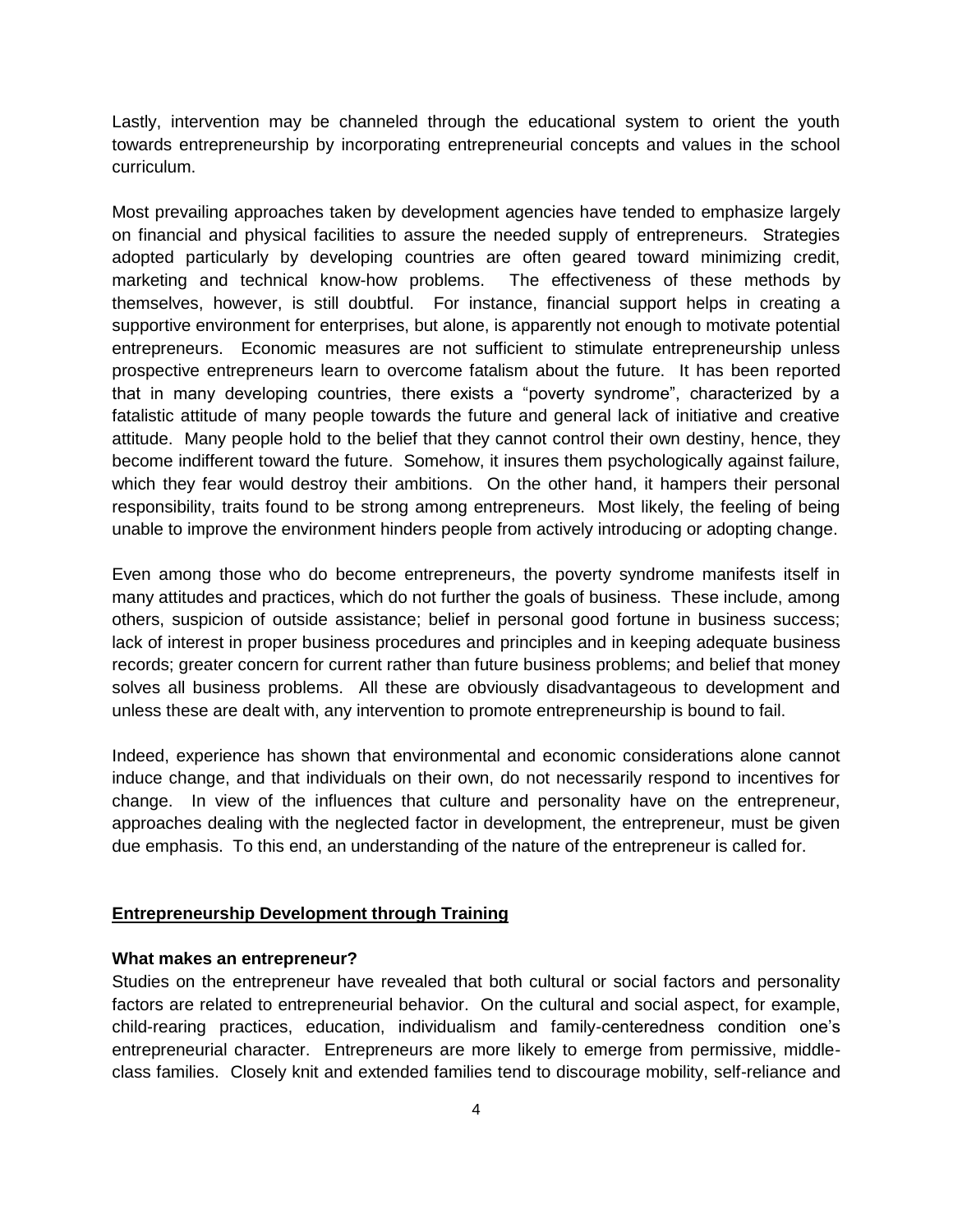Lastly, intervention may be channeled through the educational system to orient the youth towards entrepreneurship by incorporating entrepreneurial concepts and values in the school curriculum.

Most prevailing approaches taken by development agencies have tended to emphasize largely on financial and physical facilities to assure the needed supply of entrepreneurs. Strategies adopted particularly by developing countries are often geared toward minimizing credit, marketing and technical know-how problems. The effectiveness of these methods by themselves, however, is still doubtful. For instance, financial support helps in creating a supportive environment for enterprises, but alone, is apparently not enough to motivate potential entrepreneurs. Economic measures are not sufficient to stimulate entrepreneurship unless prospective entrepreneurs learn to overcome fatalism about the future. It has been reported that in many developing countries, there exists a "poverty syndrome", characterized by a fatalistic attitude of many people towards the future and general lack of initiative and creative attitude. Many people hold to the belief that they cannot control their own destiny, hence, they become indifferent toward the future. Somehow, it insures them psychologically against failure, which they fear would destroy their ambitions. On the other hand, it hampers their personal responsibility, traits found to be strong among entrepreneurs. Most likely, the feeling of being unable to improve the environment hinders people from actively introducing or adopting change.

Even among those who do become entrepreneurs, the poverty syndrome manifests itself in many attitudes and practices, which do not further the goals of business. These include, among others, suspicion of outside assistance; belief in personal good fortune in business success; lack of interest in proper business procedures and principles and in keeping adequate business records; greater concern for current rather than future business problems; and belief that money solves all business problems. All these are obviously disadvantageous to development and unless these are dealt with, any intervention to promote entrepreneurship is bound to fail.

Indeed, experience has shown that environmental and economic considerations alone cannot induce change, and that individuals on their own, do not necessarily respond to incentives for change. In view of the influences that culture and personality have on the entrepreneur, approaches dealing with the neglected factor in development, the entrepreneur, must be given due emphasis. To this end, an understanding of the nature of the entrepreneur is called for.

## Entrepreneurship Development through Training

### What makes an entrepreneur?

Studies on the entrepreneur have revealed that both cultural or social factors and personality factors are related to entrepreneurial behavior. On the cultural and social aspect, for example, child-rearing practices, education, individualism and family-centeredness condition one's entrepreneurial character. Entrepreneurs are more likely to emerge from permissive, middle-class families. Closely knit and extended families tend to discourage mobility, self-reliance and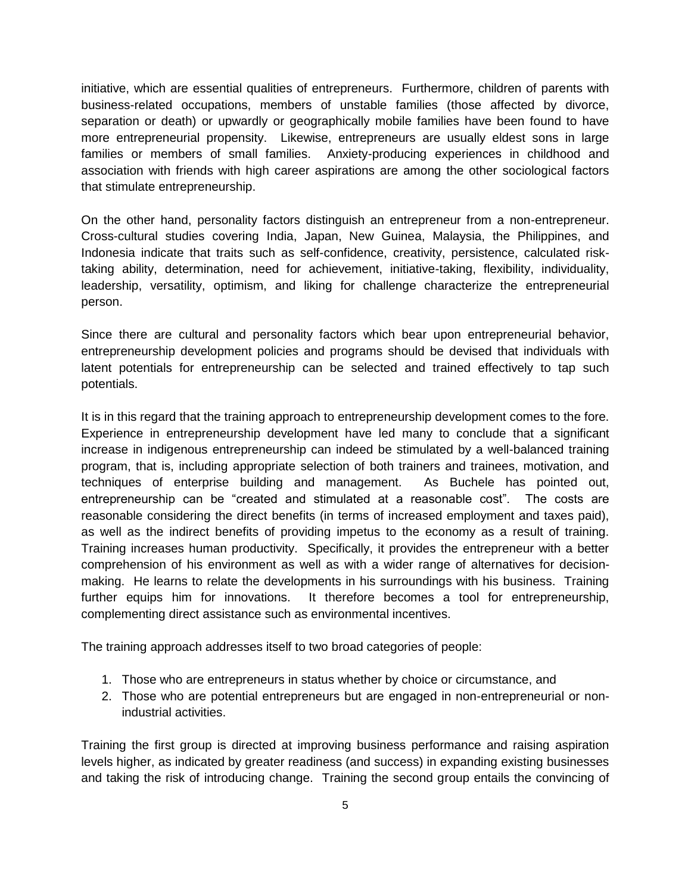initiative, which are essential qualities of entrepreneurs. Furthermore, children of parents with business-related occupations, members of unstable families (those affected by divorce, separation or death) or upwardly or geographically mobile families have been found to have more entrepreneurial propensity. Likewise, entrepreneurs are usually eldest sons in large families or members of small families. Anxiety-producing experiences in childhood and association with friends with high career aspirations are among the other sociological factors that stimulate entrepreneurship.

On the other hand, personality factors distinguish an entrepreneur from a non-entrepreneur. Cross-cultural studies covering India, Japan, New Guinea, Malaysia, the Philippines, and Indonesia indicate that traits such as self-confidence, creativity, persistence, calculated risk-taking ability, determination, need for achievement, initiative-taking, flexibility, individuality, leadership, versatility, optimism, and liking for challenge characterize the entrepreneurial person.

Since there are cultural and personality factors which bear upon entrepreneurial behavior, entrepreneurship development policies and programs should be devised that individuals with latent potentials for entrepreneurship can be selected and trained effectively to tap such potentials.

It is in this regard that the training approach to entrepreneurship development comes to the fore. Experience in entrepreneurship development have led many to conclude that a significant increase in indigenous entrepreneurship can indeed be stimulated by a well-balanced training program, that is, including appropriate selection of both trainers and trainees, motivation, and techniques of enterprise building and management. As Buchele has pointed out, entrepreneurship can be "created and stimulated at a reasonable cost". The costs are reasonable considering the direct benefits (in terms of increased employment and taxes paid), as well as the indirect benefits of providing impetus to the economy as a result of training. Training increases human productivity. Specifically, it provides the entrepreneur with a better comprehension of his environment as well as with a wider range of alternatives for decision-making. He learns to relate the developments in his surroundings with his business. Training further equips him for innovations. It therefore becomes a tool for entrepreneurship, complementing direct assistance such as environmental incentives.

The training approach addresses itself to two broad categories of people:

1. Those who are entrepreneurs in status whether by choice or circumstance, and
2. Those who are potential entrepreneurs but are engaged in non-entrepreneurial or non-industrial activities.

Training the first group is directed at improving business performance and raising aspiration levels higher, as indicated by greater readiness (and success) in expanding existing businesses and taking the risk of introducing change. Training the second group entails the convincing of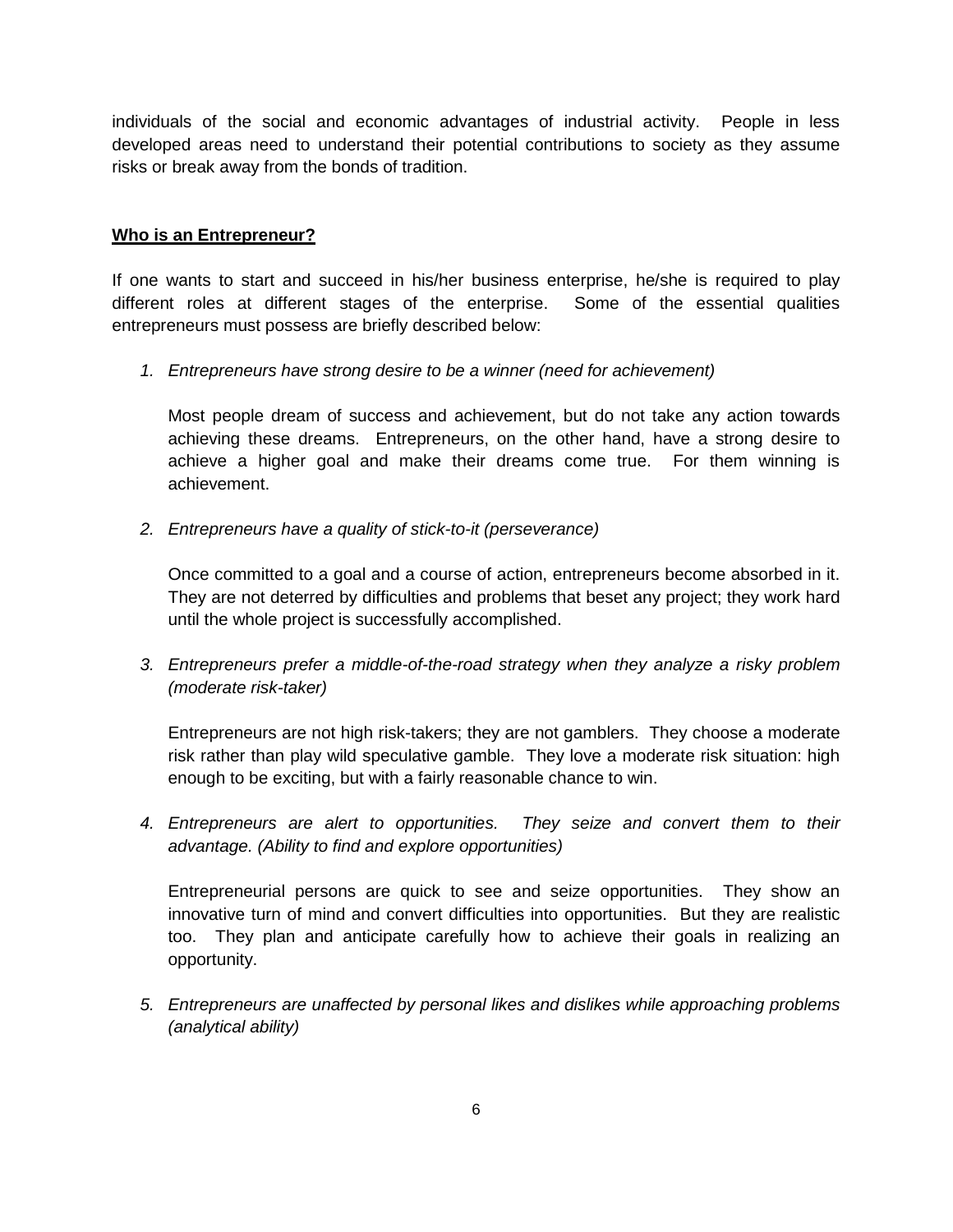individuals of the social and economic advantages of industrial activity. People in less developed areas need to understand their potential contributions to society as they assume risks or break away from the bonds of tradition.

**Who is an Entrepreneur?**

If one wants to start and succeed in his/her business enterprise, he/she is required to play different roles at different stages of the enterprise. Some of the essential qualities entrepreneurs must possess are briefly described below:

1. *Entrepreneurs have strong desire to be a winner (need for achievement)*

   Most people dream of success and achievement, but do not take any action towards achieving these dreams. Entrepreneurs, on the other hand, have a strong desire to achieve a higher goal and make their dreams come true. For them winning is achievement.

2. *Entrepreneurs have a quality of stick-to-it (perseverance)*

   Once committed to a goal and a course of action, entrepreneurs become absorbed in it. They are not deterred by difficulties and problems that beset any project; they work hard until the whole project is successfully accomplished.

3. *Entrepreneurs prefer a middle-of-the-road strategy when they analyze a risky problem (moderate risk-taker)*

   Entrepreneurs are not high risk-takers; they are not gamblers. They choose a moderate risk rather than play wild speculative gamble. They love a moderate risk situation: high enough to be exciting, but with a fairly reasonable chance to win.

4. *Entrepreneurs are alert to opportunities. They seize and convert them to their advantage. (Ability to find and explore opportunities)*

   Entrepreneurial persons are quick to see and seize opportunities. They show an innovative turn of mind and convert difficulties into opportunities. But they are realistic too. They plan and anticipate carefully how to achieve their goals in realizing an opportunity.

5. *Entrepreneurs are unaffected by personal likes and dislikes while approaching problems (analytical ability)*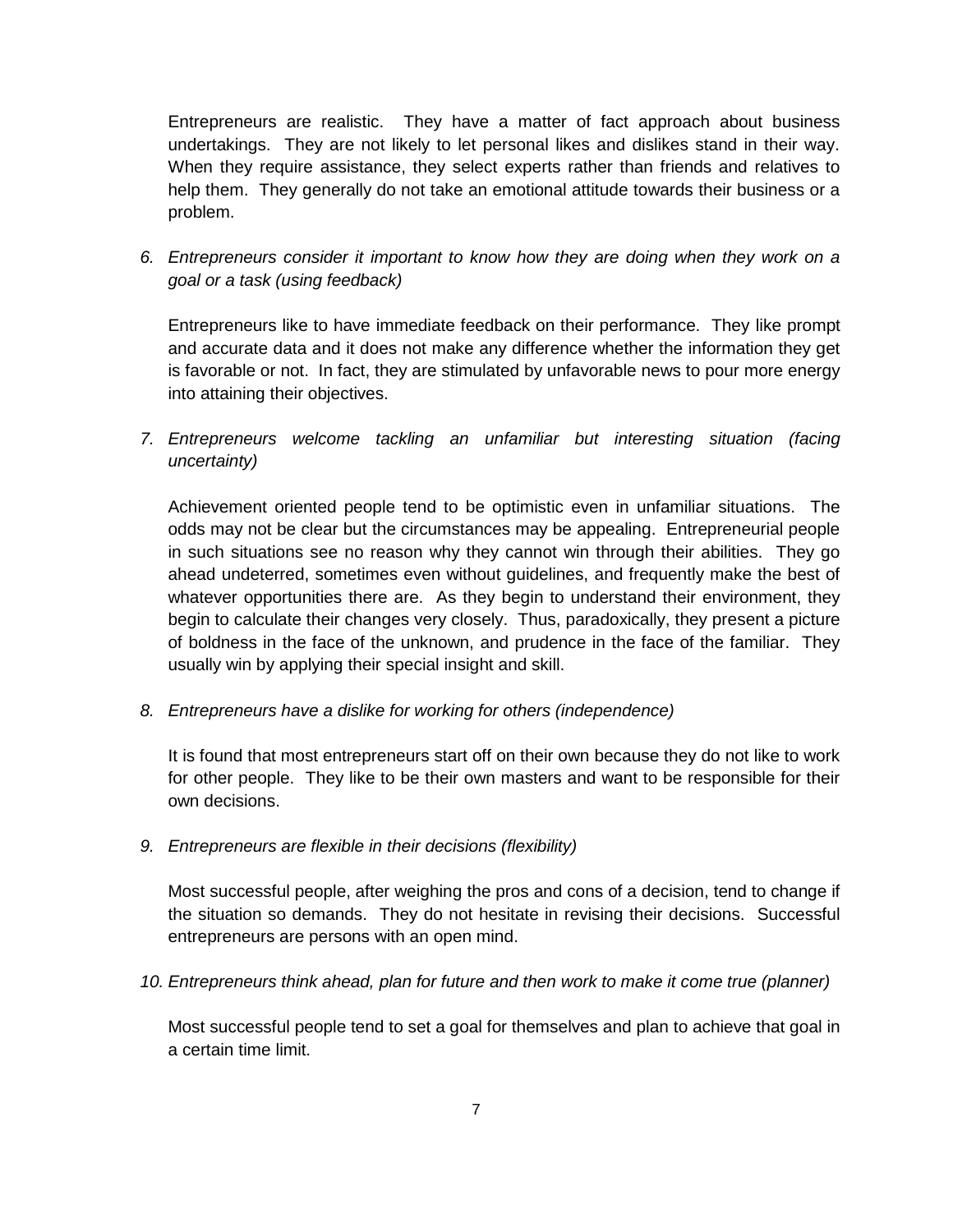Entrepreneurs are realistic. They have a matter of fact approach about business undertakings. They are not likely to let personal likes and dislikes stand in their way. When they require assistance, they select experts rather than friends and relatives to help them. They generally do not take an emotional attitude towards their business or a problem.

6. *Entrepreneurs consider it important to know how they are doing when they work on a goal or a task (using feedback)*

   Entrepreneurs like to have immediate feedback on their performance. They like prompt and accurate data and it does not make any difference whether the information they get is favorable or not. In fact, they are stimulated by unfavorable news to pour more energy into attaining their objectives.

7. *Entrepreneurs welcome tackling an unfamiliar but interesting situation (facing uncertainty)*

   Achievement oriented people tend to be optimistic even in unfamiliar situations. The odds may not be clear but the circumstances may be appealing. Entrepreneurial people in such situations see no reason why they cannot win through their abilities. They go ahead undeterred, sometimes even without guidelines, and frequently make the best of whatever opportunities there are. As they begin to understand their environment, they begin to calculate their changes very closely. Thus, paradoxically, they present a picture of boldness in the face of the unknown, and prudence in the face of the familiar. They usually win by applying their special insight and skill.

8. *Entrepreneurs have a dislike for working for others (independence)*

   It is found that most entrepreneurs start off on their own because they do not like to work for other people. They like to be their own masters and want to be responsible for their own decisions.

9. *Entrepreneurs are flexible in their decisions (flexibility)*

   Most successful people, after weighing the pros and cons of a decision, tend to change if the situation so demands. They do not hesitate in revising their decisions. Successful entrepreneurs are persons with an open mind.

10. *Entrepreneurs think ahead, plan for future and then work to make it come true (planner)*

    Most successful people tend to set a goal for themselves and plan to achieve that goal in a certain time limit.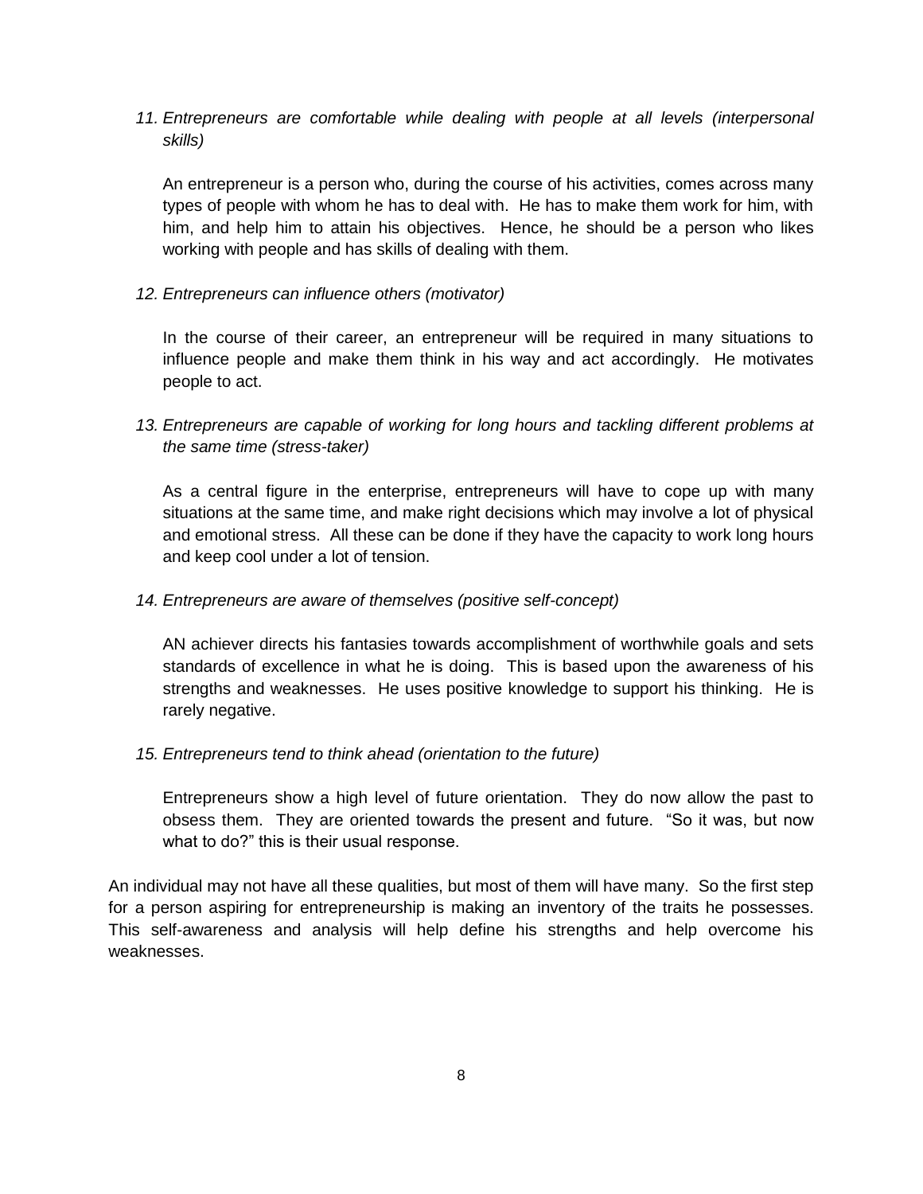11. *Entrepreneurs are comfortable while dealing with people at all levels (interpersonal skills)*

    An entrepreneur is a person who, during the course of his activities, comes across many types of people with whom he has to deal with. He has to make them work for him, with him, and help him to attain his objectives. Hence, he should be a person who likes working with people and has skills of dealing with them.

12. *Entrepreneurs can influence others (motivator)*

    In the course of their career, an entrepreneur will be required in many situations to influence people and make them think in his way and act accordingly. He motivates people to act.

13. *Entrepreneurs are capable of working for long hours and tackling different problems at the same time (stress-taker)*

    As a central figure in the enterprise, entrepreneurs will have to cope up with many situations at the same time, and make right decisions which may involve a lot of physical and emotional stress. All these can be done if they have the capacity to work long hours and keep cool under a lot of tension.

14. *Entrepreneurs are aware of themselves (positive self-concept)*

    AN achiever directs his fantasies towards accomplishment of worthwhile goals and sets standards of excellence in what he is doing. This is based upon the awareness of his strengths and weaknesses. He uses positive knowledge to support his thinking. He is rarely negative.

15. *Entrepreneurs tend to think ahead (orientation to the future)*

    Entrepreneurs show a high level of future orientation. They do now allow the past to obsess them. They are oriented towards the present and future. "So it was, but now what to do?" this is their usual response.

An individual may not have all these qualities, but most of them will have many. So the first step for a person aspiring for entrepreneurship is making an inventory of the traits he possesses. This self-awareness and analysis will help define his strengths and help overcome his weaknesses.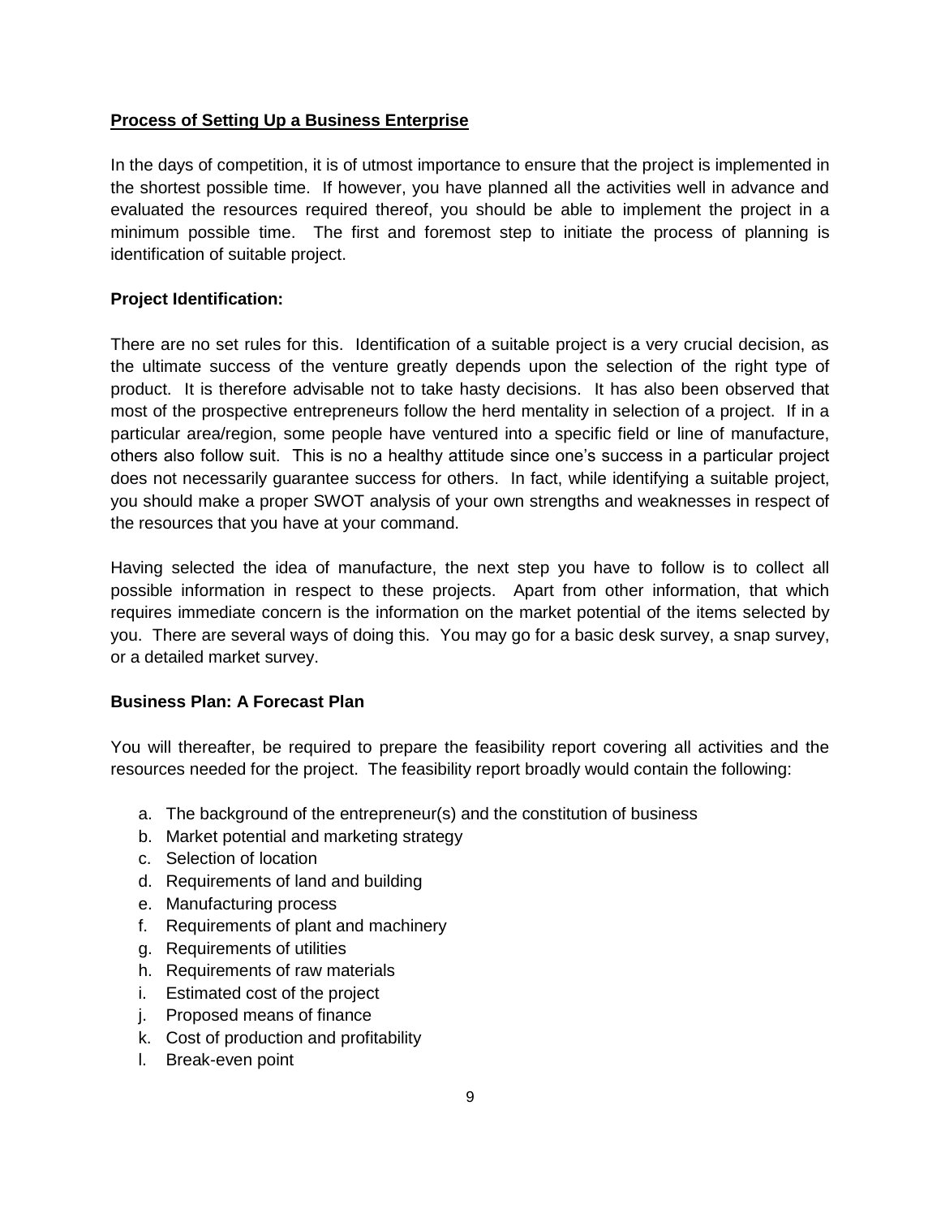**Process of Setting Up a Business Enterprise**

In the days of competition, it is of utmost importance to ensure that the project is implemented in the shortest possible time. If however, you have planned all the activities well in advance and evaluated the resources required thereof, you should be able to implement the project in a minimum possible time. The first and foremost step to initiate the process of planning is identification of suitable project.

**Project Identification:**

There are no set rules for this. Identification of a suitable project is a very crucial decision, as the ultimate success of the venture greatly depends upon the selection of the right type of product. It is therefore advisable not to take hasty decisions. It has also been observed that most of the prospective entrepreneurs follow the herd mentality in selection of a project. If in a particular area/region, some people have ventured into a specific field or line of manufacture, others also follow suit. This is no a healthy attitude since one's success in a particular project does not necessarily guarantee success for others. In fact, while identifying a suitable project, you should make a proper SWOT analysis of your own strengths and weaknesses in respect of the resources that you have at your command.

Having selected the idea of manufacture, the next step you have to follow is to collect all possible information in respect to these projects. Apart from other information, that which requires immediate concern is the information on the market potential of the items selected by you. There are several ways of doing this. You may go for a basic desk survey, a snap survey, or a detailed market survey.

**Business Plan: A Forecast Plan**

You will thereafter, be required to prepare the feasibility report covering all activities and the resources needed for the project. The feasibility report broadly would contain the following:

a. The background of the entrepreneur(s) and the constitution of business
b. Market potential and marketing strategy
c. Selection of location
d. Requirements of land and building
e. Manufacturing process
f. Requirements of plant and machinery
g. Requirements of utilities
h. Requirements of raw materials
i. Estimated cost of the project
j. Proposed means of finance
k. Cost of production and profitability
l. Break-even point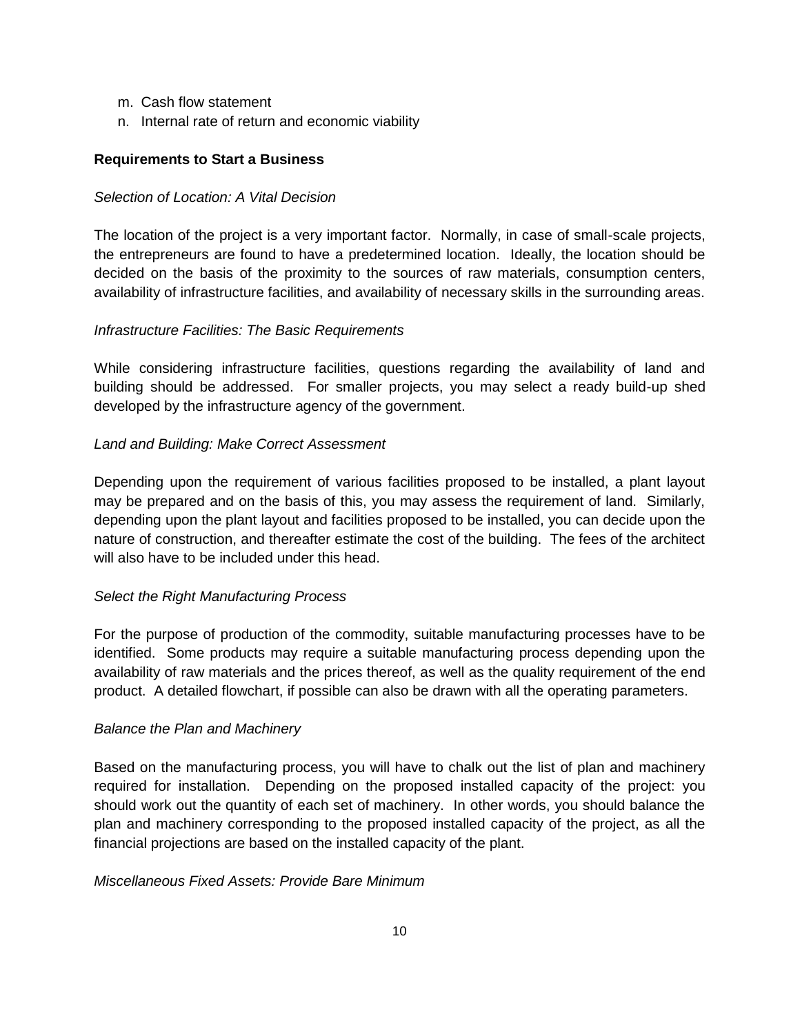m. Cash flow statement
n. Internal rate of return and economic viability

**Requirements to Start a Business**

*Selection of Location: A Vital Decision*

The location of the project is a very important factor. Normally, in case of small-scale projects, the entrepreneurs are found to have a predetermined location. Ideally, the location should be decided on the basis of the proximity to the sources of raw materials, consumption centers, availability of infrastructure facilities, and availability of necessary skills in the surrounding areas.

*Infrastructure Facilities: The Basic Requirements*

While considering infrastructure facilities, questions regarding the availability of land and building should be addressed. For smaller projects, you may select a ready build-up shed developed by the infrastructure agency of the government.

*Land and Building: Make Correct Assessment*

Depending upon the requirement of various facilities proposed to be installed, a plant layout may be prepared and on the basis of this, you may assess the requirement of land. Similarly, depending upon the plant layout and facilities proposed to be installed, you can decide upon the nature of construction, and thereafter estimate the cost of the building. The fees of the architect will also have to be included under this head.

*Select the Right Manufacturing Process*

For the purpose of production of the commodity, suitable manufacturing processes have to be identified. Some products may require a suitable manufacturing process depending upon the availability of raw materials and the prices thereof, as well as the quality requirement of the end product. A detailed flowchart, if possible can also be drawn with all the operating parameters.

*Balance the Plan and Machinery*

Based on the manufacturing process, you will have to chalk out the list of plan and machinery required for installation. Depending on the proposed installed capacity of the project: you should work out the quantity of each set of machinery. In other words, you should balance the plan and machinery corresponding to the proposed installed capacity of the project, as all the financial projections are based on the installed capacity of the plant.

*Miscellaneous Fixed Assets: Provide Bare Minimum*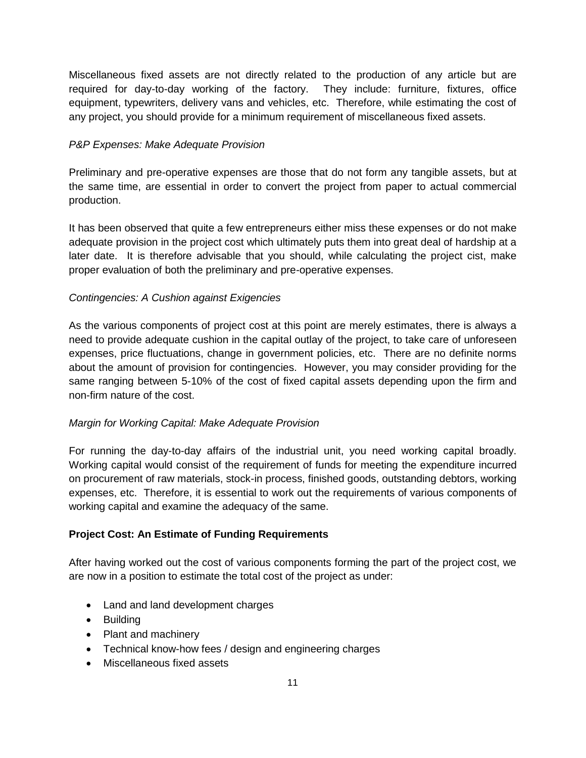Miscellaneous fixed assets are not directly related to the production of any article but are required for day-to-day working of the factory. They include: furniture, fixtures, office equipment, typewriters, delivery vans and vehicles, etc. Therefore, while estimating the cost of any project, you should provide for a minimum requirement of miscellaneous fixed assets.

*P&P Expenses: Make Adequate Provision*

Preliminary and pre-operative expenses are those that do not form any tangible assets, but at the same time, are essential in order to convert the project from paper to actual commercial production.

It has been observed that quite a few entrepreneurs either miss these expenses or do not make adequate provision in the project cost which ultimately puts them into great deal of hardship at a later date. It is therefore advisable that you should, while calculating the project cist, make proper evaluation of both the preliminary and pre-operative expenses.

*Contingencies: A Cushion against Exigencies*

As the various components of project cost at this point are merely estimates, there is always a need to provide adequate cushion in the capital outlay of the project, to take care of unforeseen expenses, price fluctuations, change in government policies, etc. There are no definite norms about the amount of provision for contingencies. However, you may consider providing for the same ranging between 5-10% of the cost of fixed capital assets depending upon the firm and non-firm nature of the cost.

*Margin for Working Capital: Make Adequate Provision*

For running the day-to-day affairs of the industrial unit, you need working capital broadly. Working capital would consist of the requirement of funds for meeting the expenditure incurred on procurement of raw materials, stock-in process, finished goods, outstanding debtors, working expenses, etc. Therefore, it is essential to work out the requirements of various components of working capital and examine the adequacy of the same.

**Project Cost: An Estimate of Funding Requirements**

After having worked out the cost of various components forming the part of the project cost, we are now in a position to estimate the total cost of the project as under:

- Land and land development charges
- Building
- Plant and machinery
- Technical know-how fees / design and engineering charges
- Miscellaneous fixed assets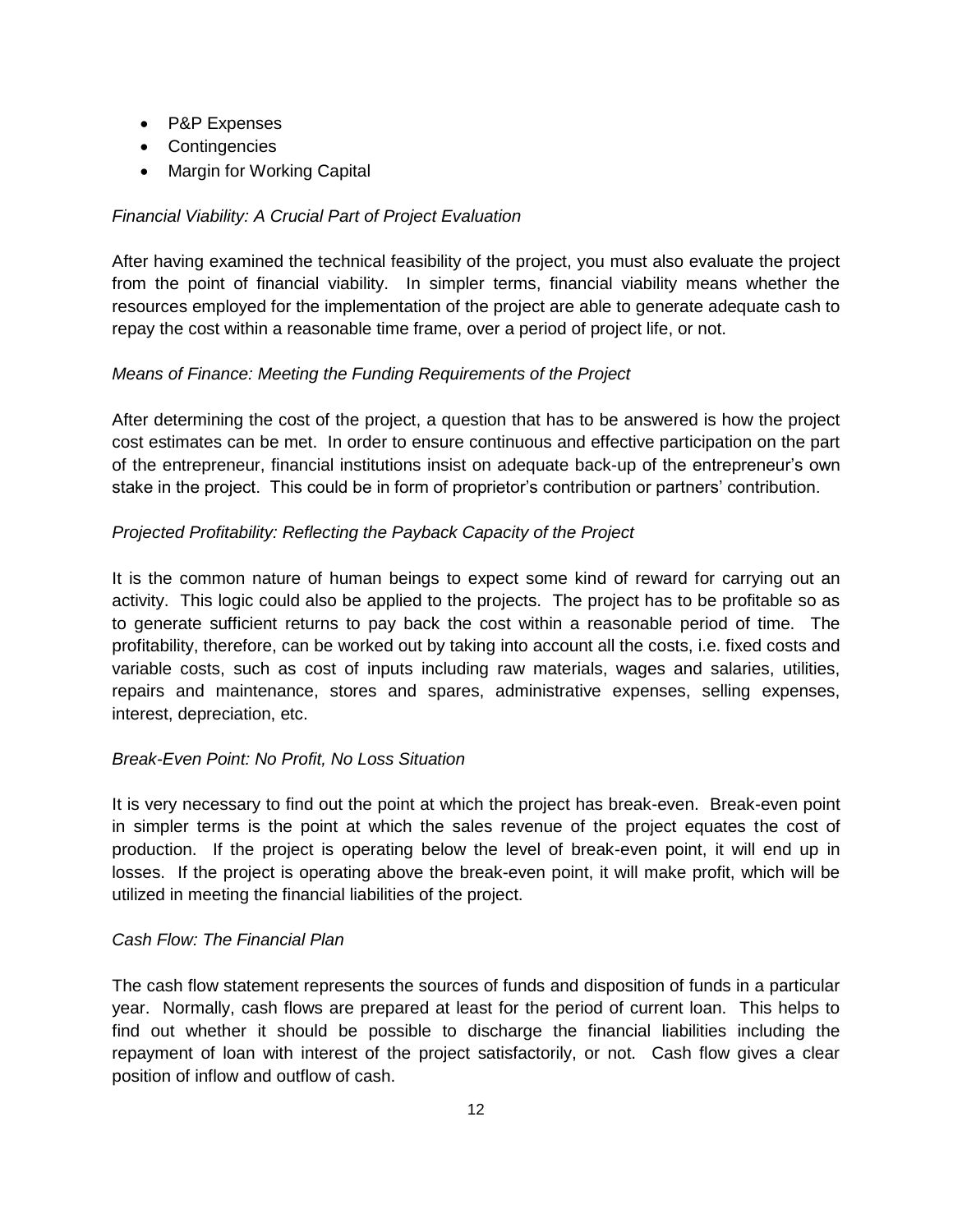- P&P Expenses
- Contingencies
- Margin for Working Capital

*Financial Viability: A Crucial Part of Project Evaluation*

After having examined the technical feasibility of the project, you must also evaluate the project from the point of financial viability. In simpler terms, financial viability means whether the resources employed for the implementation of the project are able to generate adequate cash to repay the cost within a reasonable time frame, over a period of project life, or not.

*Means of Finance: Meeting the Funding Requirements of the Project*

After determining the cost of the project, a question that has to be answered is how the project cost estimates can be met. In order to ensure continuous and effective participation on the part of the entrepreneur, financial institutions insist on adequate back-up of the entrepreneur's own stake in the project. This could be in form of proprietor's contribution or partners' contribution.

*Projected Profitability: Reflecting the Payback Capacity of the Project*

It is the common nature of human beings to expect some kind of reward for carrying out an activity. This logic could also be applied to the projects. The project has to be profitable so as to generate sufficient returns to pay back the cost within a reasonable period of time. The profitability, therefore, can be worked out by taking into account all the costs, i.e. fixed costs and variable costs, such as cost of inputs including raw materials, wages and salaries, utilities, repairs and maintenance, stores and spares, administrative expenses, selling expenses, interest, depreciation, etc.

*Break-Even Point: No Profit, No Loss Situation*

It is very necessary to find out the point at which the project has break-even. Break-even point in simpler terms is the point at which the sales revenue of the project equates the cost of production. If the project is operating below the level of break-even point, it will end up in losses. If the project is operating above the break-even point, it will make profit, which will be utilized in meeting the financial liabilities of the project.

*Cash Flow: The Financial Plan*

The cash flow statement represents the sources of funds and disposition of funds in a particular year. Normally, cash flows are prepared at least for the period of current loan. This helps to find out whether it should be possible to discharge the financial liabilities including the repayment of loan with interest of the project satisfactorily, or not. Cash flow gives a clear position of inflow and outflow of cash.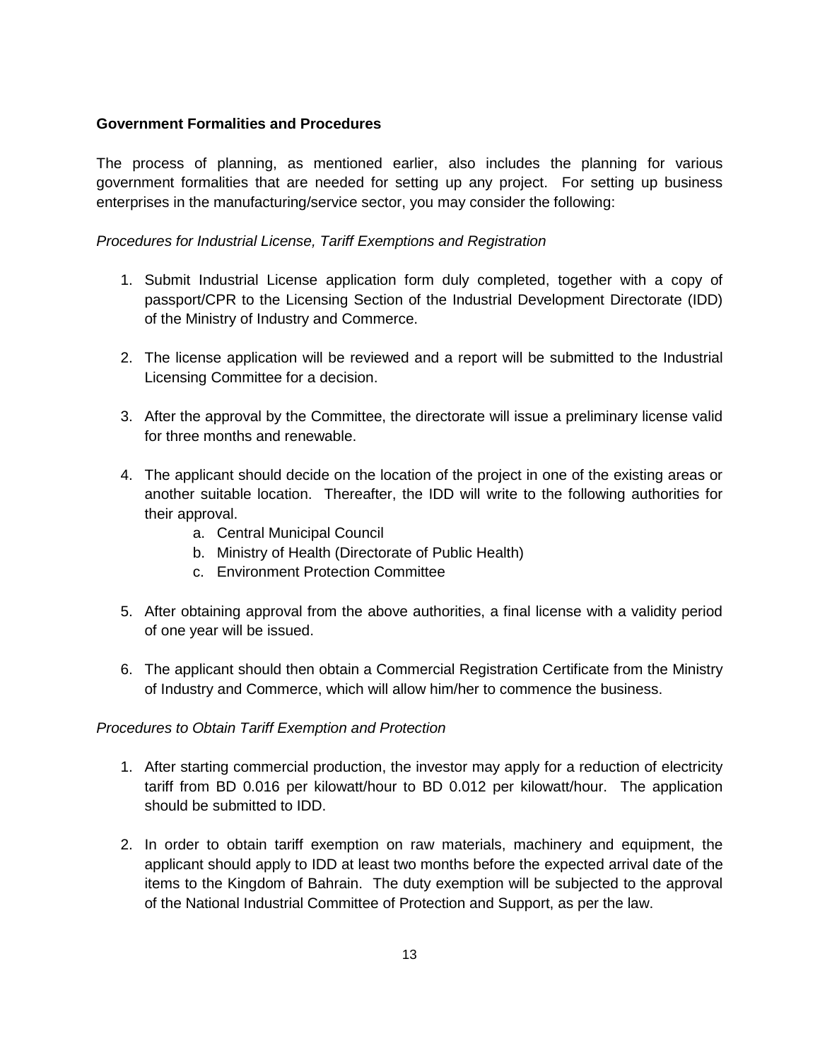**Government Formalities and Procedures**

The process of planning, as mentioned earlier, also includes the planning for various government formalities that are needed for setting up any project. For setting up business enterprises in the manufacturing/service sector, you may consider the following:

*Procedures for Industrial License, Tariff Exemptions and Registration*

1. Submit Industrial License application form duly completed, together with a copy of passport/CPR to the Licensing Section of the Industrial Development Directorate (IDD) of the Ministry of Industry and Commerce.

2. The license application will be reviewed and a report will be submitted to the Industrial Licensing Committee for a decision.

3. After the approval by the Committee, the directorate will issue a preliminary license valid for three months and renewable.

4. The applicant should decide on the location of the project in one of the existing areas or another suitable location. Thereafter, the IDD will write to the following authorities for their approval.
    a. Central Municipal Council
    b. Ministry of Health (Directorate of Public Health)
    c. Environment Protection Committee

5. After obtaining approval from the above authorities, a final license with a validity period of one year will be issued.

6. The applicant should then obtain a Commercial Registration Certificate from the Ministry of Industry and Commerce, which will allow him/her to commence the business.

*Procedures to Obtain Tariff Exemption and Protection*

1. After starting commercial production, the investor may apply for a reduction of electricity tariff from BD 0.016 per kilowatt/hour to BD 0.012 per kilowatt/hour. The application should be submitted to IDD.

2. In order to obtain tariff exemption on raw materials, machinery and equipment, the applicant should apply to IDD at least two months before the expected arrival date of the items to the Kingdom of Bahrain. The duty exemption will be subjected to the approval of the National Industrial Committee of Protection and Support, as per the law.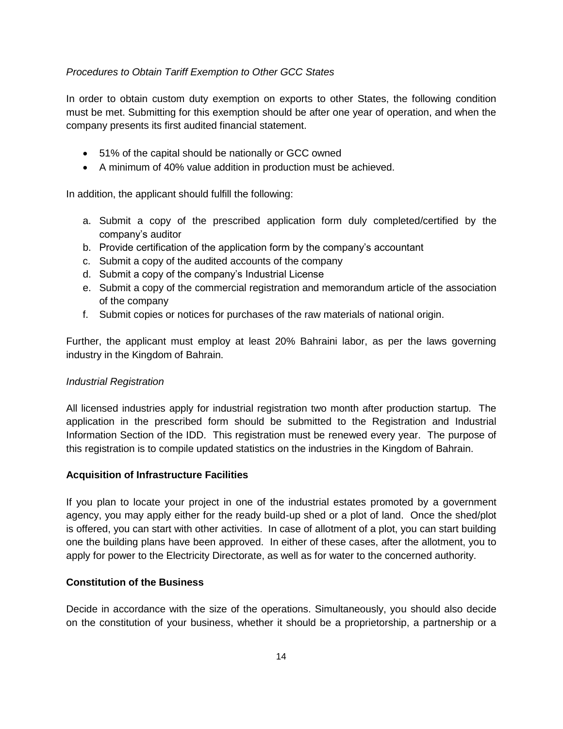*Procedures to Obtain Tariff Exemption to Other GCC States*

In order to obtain custom duty exemption on exports to other States, the following condition must be met. Submitting for this exemption should be after one year of operation, and when the company presents its first audited financial statement.

- 51% of the capital should be nationally or GCC owned
- A minimum of 40% value addition in production must be achieved.

In addition, the applicant should fulfill the following:

a. Submit a copy of the prescribed application form duly completed/certified by the company's auditor
b. Provide certification of the application form by the company's accountant
c. Submit a copy of the audited accounts of the company
d. Submit a copy of the company's Industrial License
e. Submit a copy of the commercial registration and memorandum article of the association of the company
f. Submit copies or notices for purchases of the raw materials of national origin.

Further, the applicant must employ at least 20% Bahraini labor, as per the laws governing industry in the Kingdom of Bahrain.

*Industrial Registration*

All licensed industries apply for industrial registration two month after production startup. The application in the prescribed form should be submitted to the Registration and Industrial Information Section of the IDD. This registration must be renewed every year. The purpose of this registration is to compile updated statistics on the industries in the Kingdom of Bahrain.

**Acquisition of Infrastructure Facilities**

If you plan to locate your project in one of the industrial estates promoted by a government agency, you may apply either for the ready build-up shed or a plot of land. Once the shed/plot is offered, you can start with other activities. In case of allotment of a plot, you can start building one the building plans have been approved. In either of these cases, after the allotment, you to apply for power to the Electricity Directorate, as well as for water to the concerned authority.

**Constitution of the Business**

Decide in accordance with the size of the operations. Simultaneously, you should also decide on the constitution of your business, whether it should be a proprietorship, a partnership or a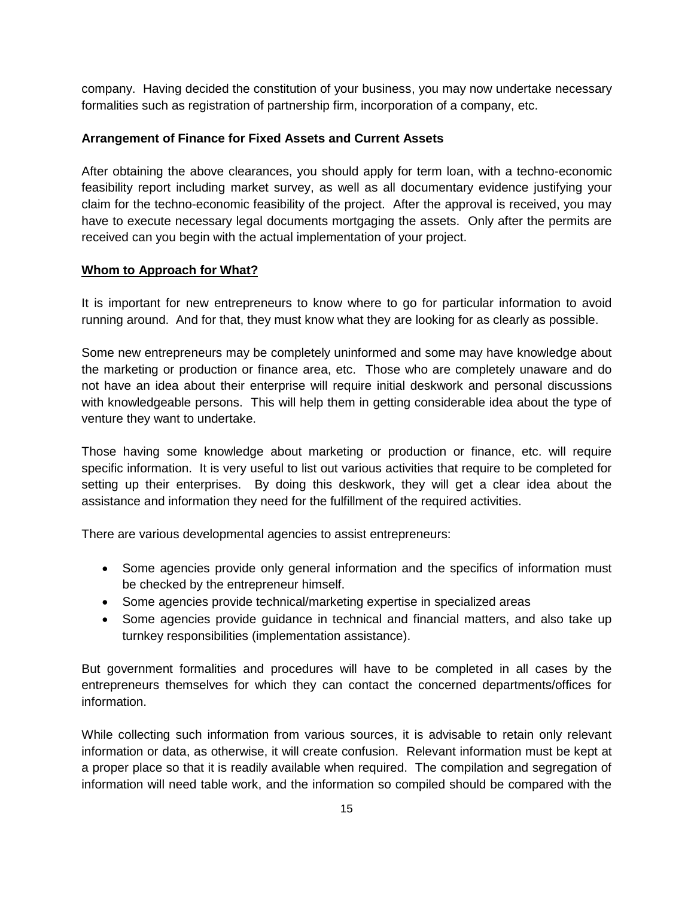company. Having decided the constitution of your business, you may now undertake necessary formalities such as registration of partnership firm, incorporation of a company, etc.

**Arrangement of Finance for Fixed Assets and Current Assets**

After obtaining the above clearances, you should apply for term loan, with a techno-economic feasibility report including market survey, as well as all documentary evidence justifying your claim for the techno-economic feasibility of the project. After the approval is received, you may have to execute necessary legal documents mortgaging the assets. Only after the permits are received can you begin with the actual implementation of your project.

**Whom to Approach for What?**

It is important for new entrepreneurs to know where to go for particular information to avoid running around. And for that, they must know what they are looking for as clearly as possible.

Some new entrepreneurs may be completely uninformed and some may have knowledge about the marketing or production or finance area, etc. Those who are completely unaware and do not have an idea about their enterprise will require initial deskwork and personal discussions with knowledgeable persons. This will help them in getting considerable idea about the type of venture they want to undertake.

Those having some knowledge about marketing or production or finance, etc. will require specific information. It is very useful to list out various activities that require to be completed for setting up their enterprises. By doing this deskwork, they will get a clear idea about the assistance and information they need for the fulfillment of the required activities.

There are various developmental agencies to assist entrepreneurs:

- Some agencies provide only general information and the specifics of information must be checked by the entrepreneur himself.
- Some agencies provide technical/marketing expertise in specialized areas
- Some agencies provide guidance in technical and financial matters, and also take up turnkey responsibilities (implementation assistance).

But government formalities and procedures will have to be completed in all cases by the entrepreneurs themselves for which they can contact the concerned departments/offices for information.

While collecting such information from various sources, it is advisable to retain only relevant information or data, as otherwise, it will create confusion. Relevant information must be kept at a proper place so that it is readily available when required. The compilation and segregation of information will need table work, and the information so compiled should be compared with the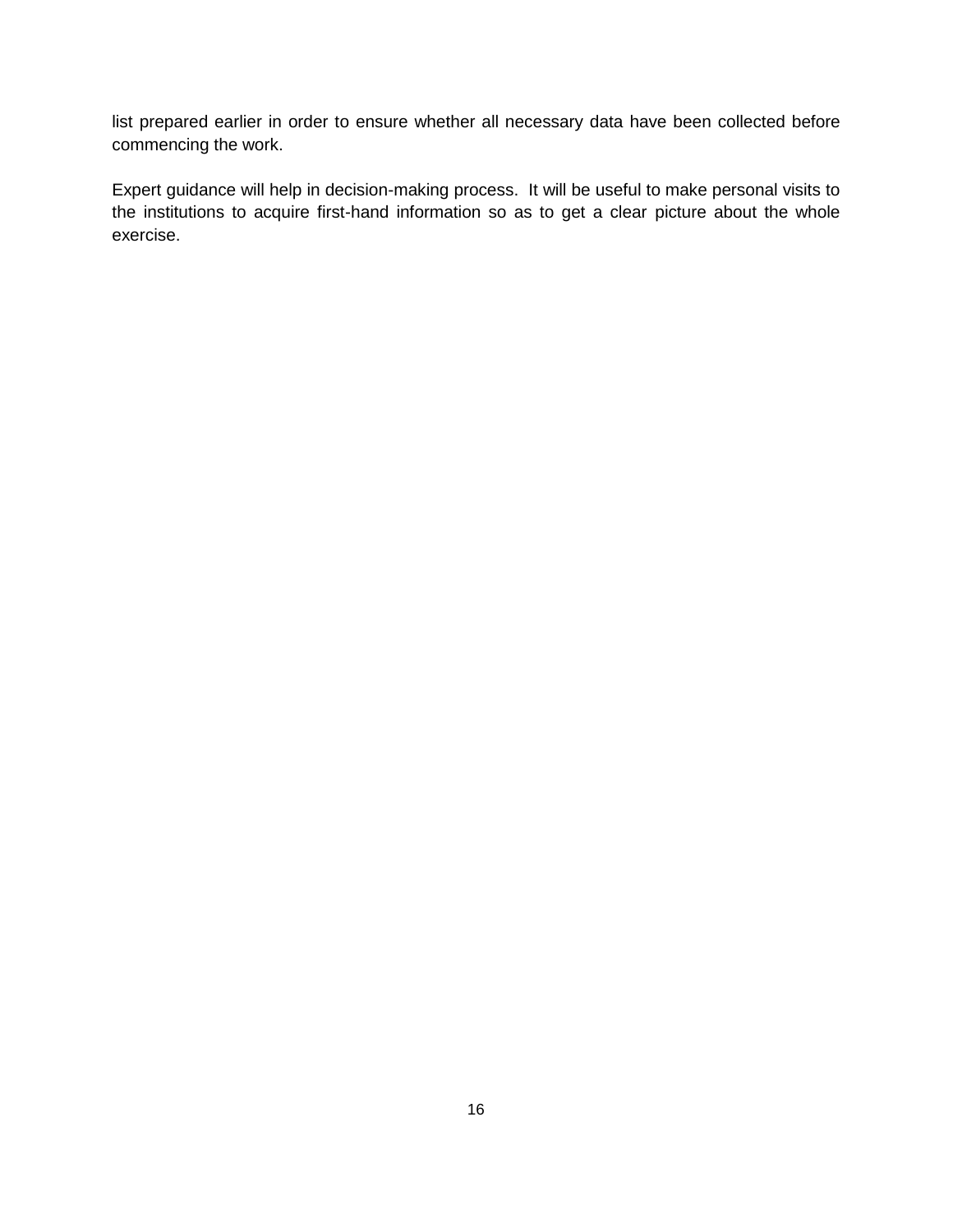list prepared earlier in order to ensure whether all necessary data have been collected before commencing the work.

Expert guidance will help in decision-making process. It will be useful to make personal visits to the institutions to acquire first-hand information so as to get a clear picture about the whole exercise.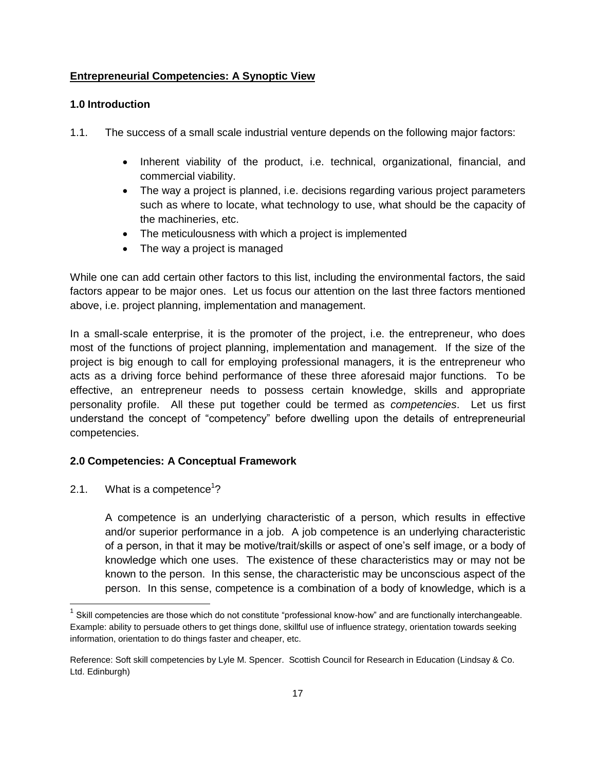## <u>**Entrepreneurial Competencies: A Synoptic View**</u>

### 1.0 Introduction

1.1. The success of a small scale industrial venture depends on the following major factors:

- Inherent viability of the product, i.e. technical, organizational, financial, and commercial viability.
- The way a project is planned, i.e. decisions regarding various project parameters such as where to locate, what technology to use, what should be the capacity of the machineries, etc.
- The meticulousness with which a project is implemented
- The way a project is managed

While one can add certain other factors to this list, including the environmental factors, the said factors appear to be major ones. Let us focus our attention on the last three factors mentioned above, i.e. project planning, implementation and management.

In a small-scale enterprise, it is the promoter of the project, i.e. the entrepreneur, who does most of the functions of project planning, implementation and management. If the size of the project is big enough to call for employing professional managers, it is the entrepreneur who acts as a driving force behind performance of these three aforesaid major functions. To be effective, an entrepreneur needs to possess certain knowledge, skills and appropriate personality profile. All these put together could be termed as *competencies*. Let us first understand the concept of "competency" before dwelling upon the details of entrepreneurial competencies.

### 2.0 Competencies: A Conceptual Framework

2.1. What is a competence[1]?

A competence is an underlying characteristic of a person, which results in effective and/or superior performance in a job. A job competence is an underlying characteristic of a person, in that it may be motive/trait/skills or aspect of one's self image, or a body of knowledge which one uses. The existence of these characteristics may or may not be known to the person. In this sense, the characteristic may be unconscious aspect of the person. In this sense, competence is a combination of a body of knowledge, which is a

---

[1] Skill competencies are those which do not constitute "professional know-how" and are functionally interchangeable. Example: ability to persuade others to get things done, skillful use of influence strategy, orientation towards seeking information, orientation to do things faster and cheaper, etc.

Reference: Soft skill competencies by Lyle M. Spencer. Scottish Council for Research in Education (Lindsay & Co. Ltd. Edinburgh)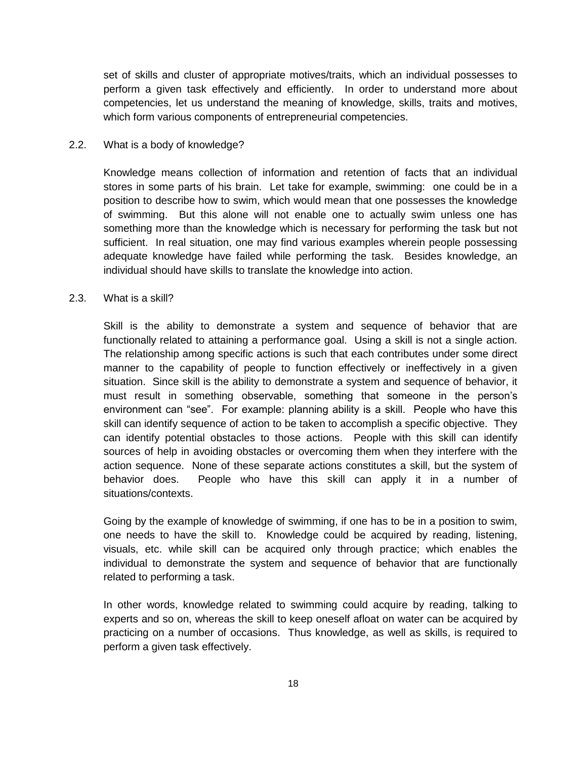set of skills and cluster of appropriate motives/traits, which an individual possesses to perform a given task effectively and efficiently. In order to understand more about competencies, let us understand the meaning of knowledge, skills, traits and motives, which form various components of entrepreneurial competencies.

## 2.2. What is a body of knowledge?

Knowledge means collection of information and retention of facts that an individual stores in some parts of his brain. Let take for example, swimming: one could be in a position to describe how to swim, which would mean that one possesses the knowledge of swimming. But this alone will not enable one to actually swim unless one has something more than the knowledge which is necessary for performing the task but not sufficient. In real situation, one may find various examples wherein people possessing adequate knowledge have failed while performing the task. Besides knowledge, an individual should have skills to translate the knowledge into action.

## 2.3. What is a skill?

Skill is the ability to demonstrate a system and sequence of behavior that are functionally related to attaining a performance goal. Using a skill is not a single action. The relationship among specific actions is such that each contributes under some direct manner to the capability of people to function effectively or ineffectively in a given situation. Since skill is the ability to demonstrate a system and sequence of behavior, it must result in something observable, something that someone in the person's environment can "see". For example: planning ability is a skill. People who have this skill can identify sequence of action to be taken to accomplish a specific objective. They can identify potential obstacles to those actions. People with this skill can identify sources of help in avoiding obstacles or overcoming them when they interfere with the action sequence. None of these separate actions constitutes a skill, but the system of behavior does. People who have this skill can apply it in a number of situations/contexts.

Going by the example of knowledge of swimming, if one has to be in a position to swim, one needs to have the skill to. Knowledge could be acquired by reading, listening, visuals, etc. while skill can be acquired only through practice; which enables the individual to demonstrate the system and sequence of behavior that are functionally related to performing a task.

In other words, knowledge related to swimming could acquire by reading, talking to experts and so on, whereas the skill to keep oneself afloat on water can be acquired by practicing on a number of occasions. Thus knowledge, as well as skills, is required to perform a given task effectively.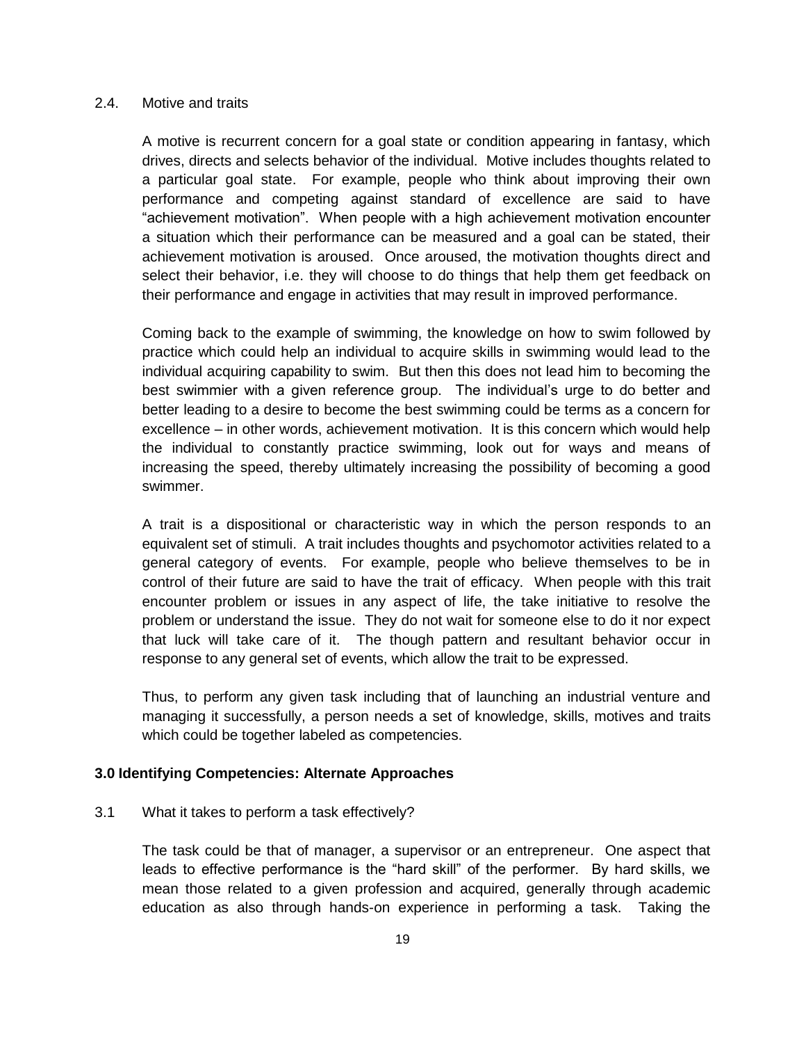2.4. Motive and traits

A motive is recurrent concern for a goal state or condition appearing in fantasy, which drives, directs and selects behavior of the individual. Motive includes thoughts related to a particular goal state. For example, people who think about improving their own performance and competing against standard of excellence are said to have "achievement motivation". When people with a high achievement motivation encounter a situation which their performance can be measured and a goal can be stated, their achievement motivation is aroused. Once aroused, the motivation thoughts direct and select their behavior, i.e. they will choose to do things that help them get feedback on their performance and engage in activities that may result in improved performance.

Coming back to the example of swimming, the knowledge on how to swim followed by practice which could help an individual to acquire skills in swimming would lead to the individual acquiring capability to swim. But then this does not lead him to becoming the best swimmier with a given reference group. The individual's urge to do better and better leading to a desire to become the best swimming could be terms as a concern for excellence – in other words, achievement motivation. It is this concern which would help the individual to constantly practice swimming, look out for ways and means of increasing the speed, thereby ultimately increasing the possibility of becoming a good swimmer.

A trait is a dispositional or characteristic way in which the person responds to an equivalent set of stimuli. A trait includes thoughts and psychomotor activities related to a general category of events. For example, people who believe themselves to be in control of their future are said to have the trait of efficacy. When people with this trait encounter problem or issues in any aspect of life, the take initiative to resolve the problem or understand the issue. They do not wait for someone else to do it nor expect that luck will take care of it. The though pattern and resultant behavior occur in response to any general set of events, which allow the trait to be expressed.

Thus, to perform any given task including that of launching an industrial venture and managing it successfully, a person needs a set of knowledge, skills, motives and traits which could be together labeled as competencies.

## 3.0 Identifying Competencies: Alternate Approaches

3.1 What it takes to perform a task effectively?

The task could be that of manager, a supervisor or an entrepreneur. One aspect that leads to effective performance is the "hard skill" of the performer. By hard skills, we mean those related to a given profession and acquired, generally through academic education as also through hands-on experience in performing a task. Taking the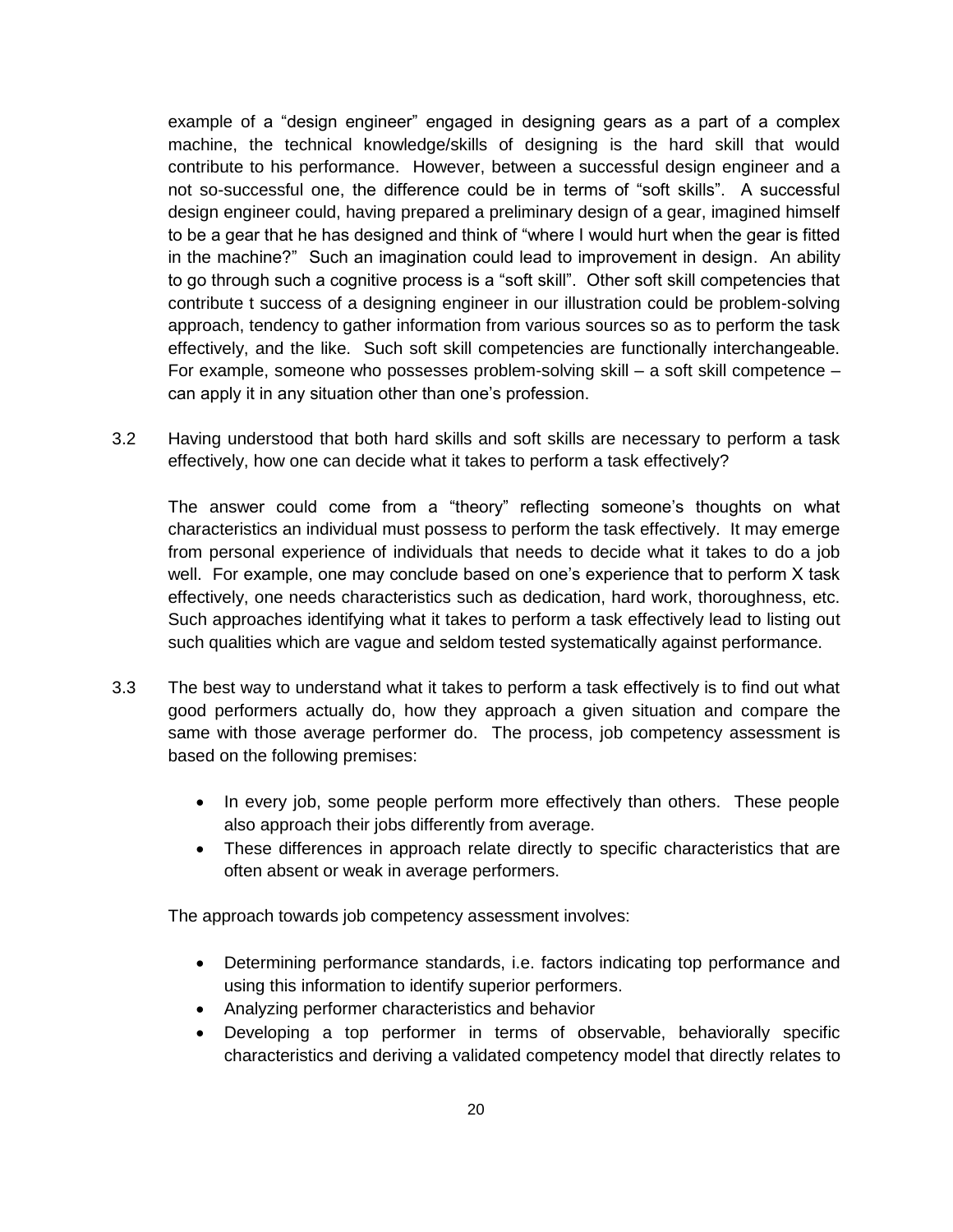example of a "design engineer" engaged in designing gears as a part of a complex machine, the technical knowledge/skills of designing is the hard skill that would contribute to his performance. However, between a successful design engineer and a not so-successful one, the difference could be in terms of "soft skills". A successful design engineer could, having prepared a preliminary design of a gear, imagined himself to be a gear that he has designed and think of "where I would hurt when the gear is fitted in the machine?" Such an imagination could lead to improvement in design. An ability to go through such a cognitive process is a "soft skill". Other soft skill competencies that contribute t success of a designing engineer in our illustration could be problem-solving approach, tendency to gather information from various sources so as to perform the task effectively, and the like. Such soft skill competencies are functionally interchangeable. For example, someone who possesses problem-solving skill – a soft skill competence – can apply it in any situation other than one's profession.

3.2 Having understood that both hard skills and soft skills are necessary to perform a task effectively, how one can decide what it takes to perform a task effectively?

The answer could come from a "theory" reflecting someone's thoughts on what characteristics an individual must possess to perform the task effectively. It may emerge from personal experience of individuals that needs to decide what it takes to do a job well. For example, one may conclude based on one's experience that to perform X task effectively, one needs characteristics such as dedication, hard work, thoroughness, etc. Such approaches identifying what it takes to perform a task effectively lead to listing out such qualities which are vague and seldom tested systematically against performance.

3.3 The best way to understand what it takes to perform a task effectively is to find out what good performers actually do, how they approach a given situation and compare the same with those average performer do. The process, job competency assessment is based on the following premises:

- In every job, some people perform more effectively than others. These people also approach their jobs differently from average.
- These differences in approach relate directly to specific characteristics that are often absent or weak in average performers.

The approach towards job competency assessment involves:

- Determining performance standards, i.e. factors indicating top performance and using this information to identify superior performers.
- Analyzing performer characteristics and behavior
- Developing a top performer in terms of observable, behaviorally specific characteristics and deriving a validated competency model that directly relates to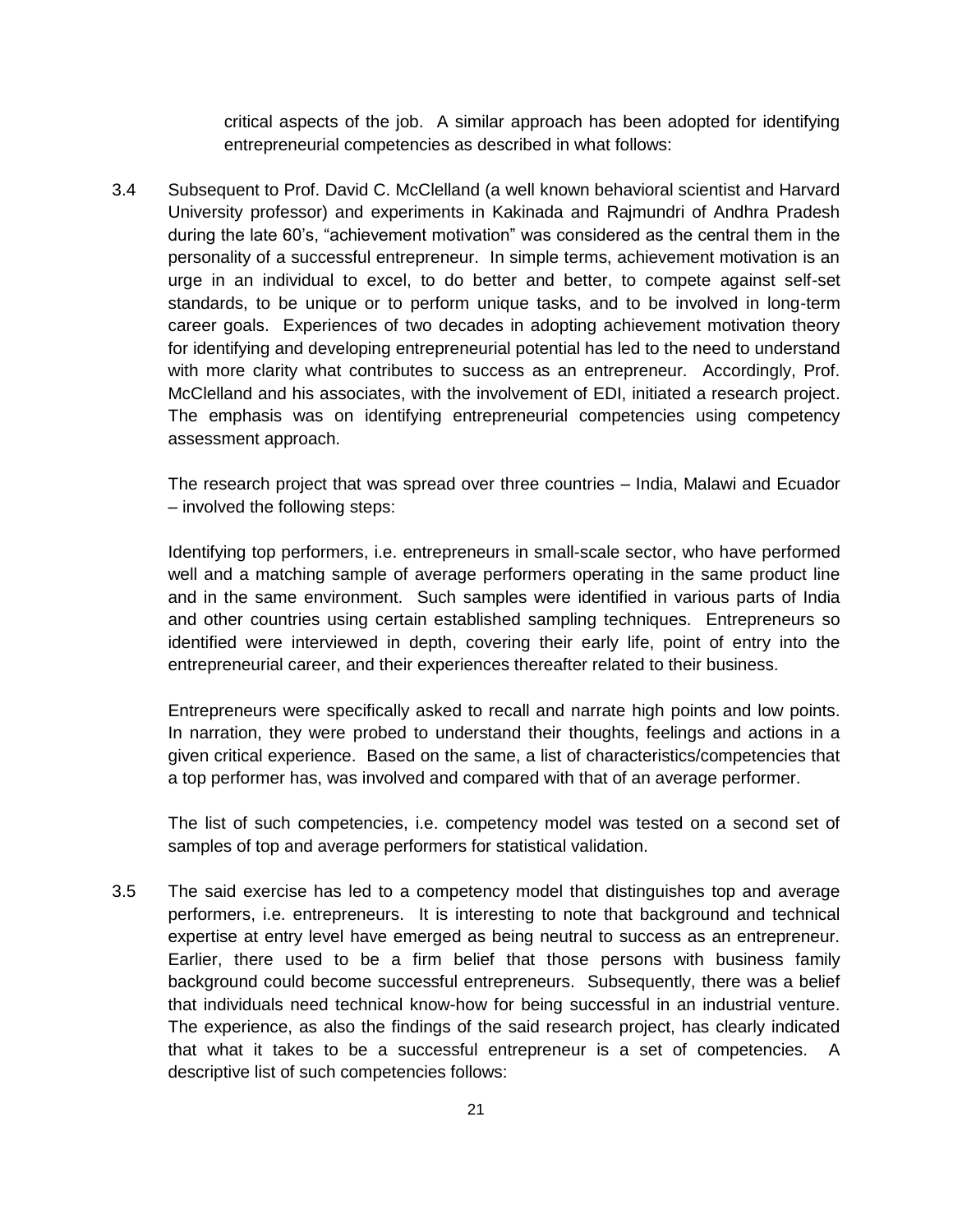critical aspects of the job. A similar approach has been adopted for identifying entrepreneurial competencies as described in what follows:

3.4 Subsequent to Prof. David C. McClelland (a well known behavioral scientist and Harvard University professor) and experiments in Kakinada and Rajmundri of Andhra Pradesh during the late 60's, "achievement motivation" was considered as the central them in the personality of a successful entrepreneur. In simple terms, achievement motivation is an urge in an individual to excel, to do better and better, to compete against self-set standards, to be unique or to perform unique tasks, and to be involved in long-term career goals. Experiences of two decades in adopting achievement motivation theory for identifying and developing entrepreneurial potential has led to the need to understand with more clarity what contributes to success as an entrepreneur. Accordingly, Prof. McClelland and his associates, with the involvement of EDI, initiated a research project. The emphasis was on identifying entrepreneurial competencies using competency assessment approach.

The research project that was spread over three countries – India, Malawi and Ecuador – involved the following steps:

Identifying top performers, i.e. entrepreneurs in small-scale sector, who have performed well and a matching sample of average performers operating in the same product line and in the same environment. Such samples were identified in various parts of India and other countries using certain established sampling techniques. Entrepreneurs so identified were interviewed in depth, covering their early life, point of entry into the entrepreneurial career, and their experiences thereafter related to their business.

Entrepreneurs were specifically asked to recall and narrate high points and low points. In narration, they were probed to understand their thoughts, feelings and actions in a given critical experience. Based on the same, a list of characteristics/competencies that a top performer has, was involved and compared with that of an average performer.

The list of such competencies, i.e. competency model was tested on a second set of samples of top and average performers for statistical validation.

3.5 The said exercise has led to a competency model that distinguishes top and average performers, i.e. entrepreneurs. It is interesting to note that background and technical expertise at entry level have emerged as being neutral to success as an entrepreneur. Earlier, there used to be a firm belief that those persons with business family background could become successful entrepreneurs. Subsequently, there was a belief that individuals need technical know-how for being successful in an industrial venture. The experience, as also the findings of the said research project, has clearly indicated that what it takes to be a successful entrepreneur is a set of competencies. A descriptive list of such competencies follows: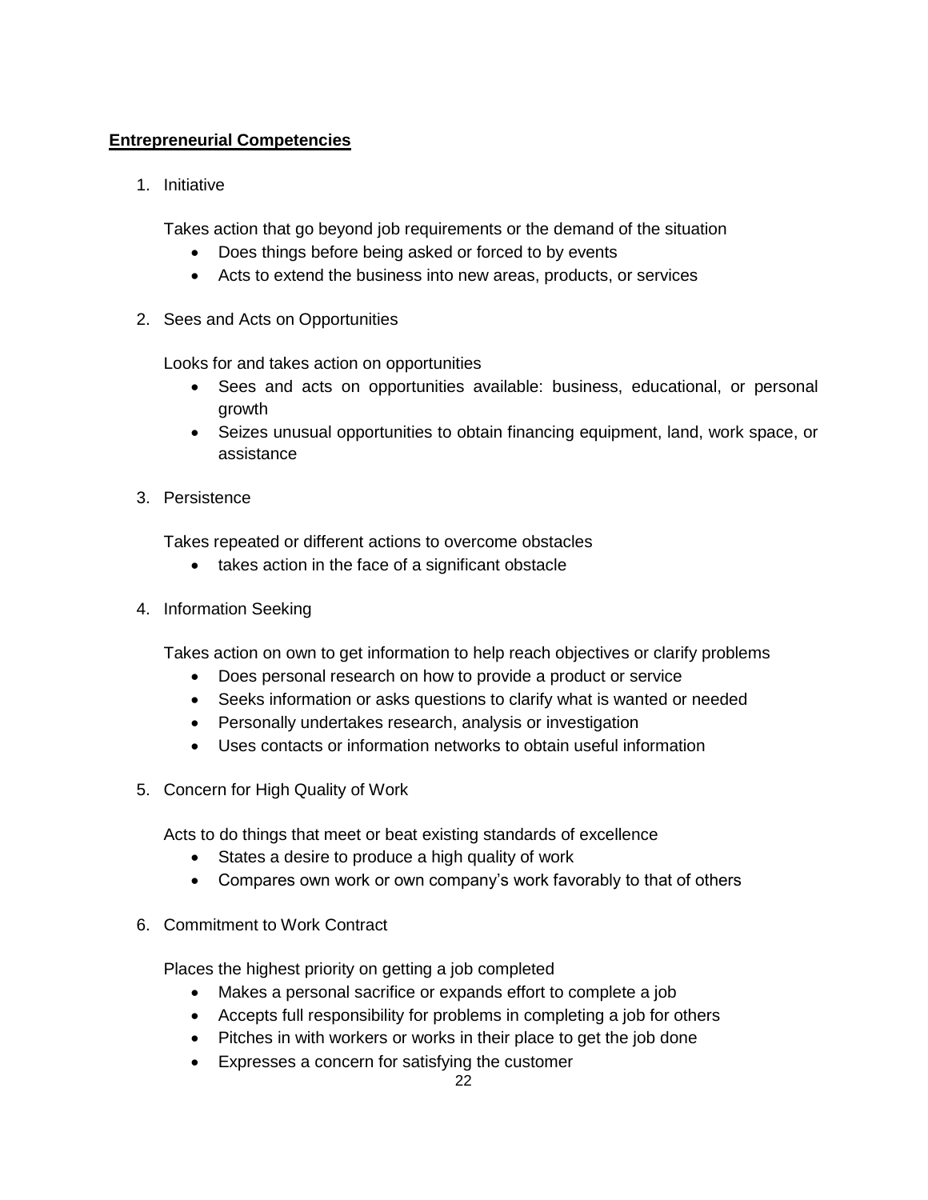**Entrepreneurial Competencies**

1. Initiative

   Takes action that go beyond job requirements or the demand of the situation
   - Does things before being asked or forced to by events
   - Acts to extend the business into new areas, products, or services

2. Sees and Acts on Opportunities

   Looks for and takes action on opportunities
   - Sees and acts on opportunities available: business, educational, or personal growth
   - Seizes unusual opportunities to obtain financing equipment, land, work space, or assistance

3. Persistence

   Takes repeated or different actions to overcome obstacles
   - takes action in the face of a significant obstacle

4. Information Seeking

   Takes action on own to get information to help reach objectives or clarify problems
   - Does personal research on how to provide a product or service
   - Seeks information or asks questions to clarify what is wanted or needed
   - Personally undertakes research, analysis or investigation
   - Uses contacts or information networks to obtain useful information

5. Concern for High Quality of Work

   Acts to do things that meet or beat existing standards of excellence
   - States a desire to produce a high quality of work
   - Compares own work or own company's work favorably to that of others

6. Commitment to Work Contract

   Places the highest priority on getting a job completed
   - Makes a personal sacrifice or expands effort to complete a job
   - Accepts full responsibility for problems in completing a job for others
   - Pitches in with workers or works in their place to get the job done
   - Expresses a concern for satisfying the customer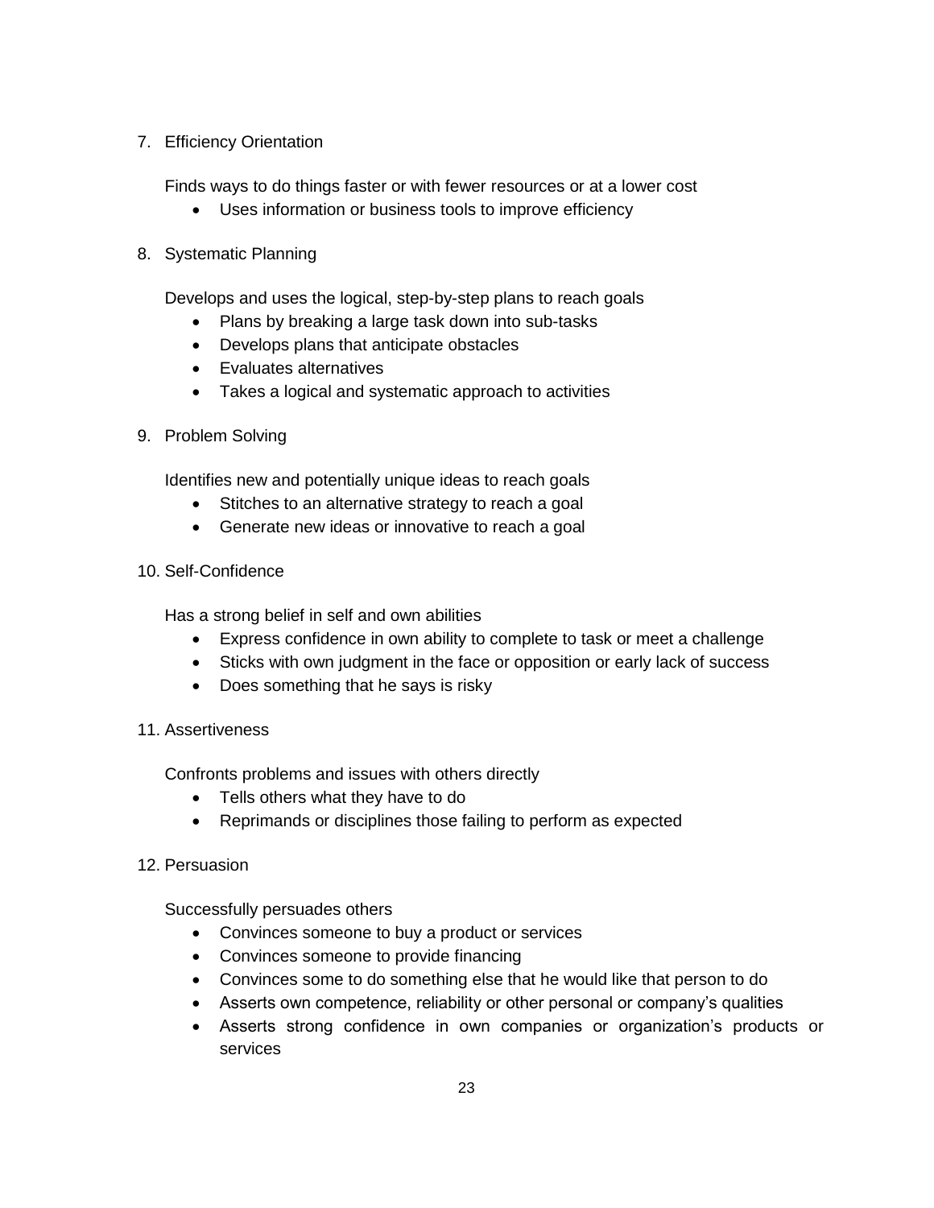7. Efficiency Orientation

   Finds ways to do things faster or with fewer resources or at a lower cost

   - Uses information or business tools to improve efficiency

8. Systematic Planning

   Develops and uses the logical, step-by-step plans to reach goals

   - Plans by breaking a large task down into sub-tasks
   - Develops plans that anticipate obstacles
   - Evaluates alternatives
   - Takes a logical and systematic approach to activities

9. Problem Solving

   Identifies new and potentially unique ideas to reach goals

   - Stitches to an alternative strategy to reach a goal
   - Generate new ideas or innovative to reach a goal

10. Self-Confidence

    Has a strong belief in self and own abilities

    - Express confidence in own ability to complete to task or meet a challenge
    - Sticks with own judgment in the face or opposition or early lack of success
    - Does something that he says is risky

11. Assertiveness

    Confronts problems and issues with others directly

    - Tells others what they have to do
    - Reprimands or disciplines those failing to perform as expected

12. Persuasion

    Successfully persuades others

    - Convinces someone to buy a product or services
    - Convinces someone to provide financing
    - Convinces some to do something else that he would like that person to do
    - Asserts own competence, reliability or other personal or company's qualities
    - Asserts strong confidence in own companies or organization's products or services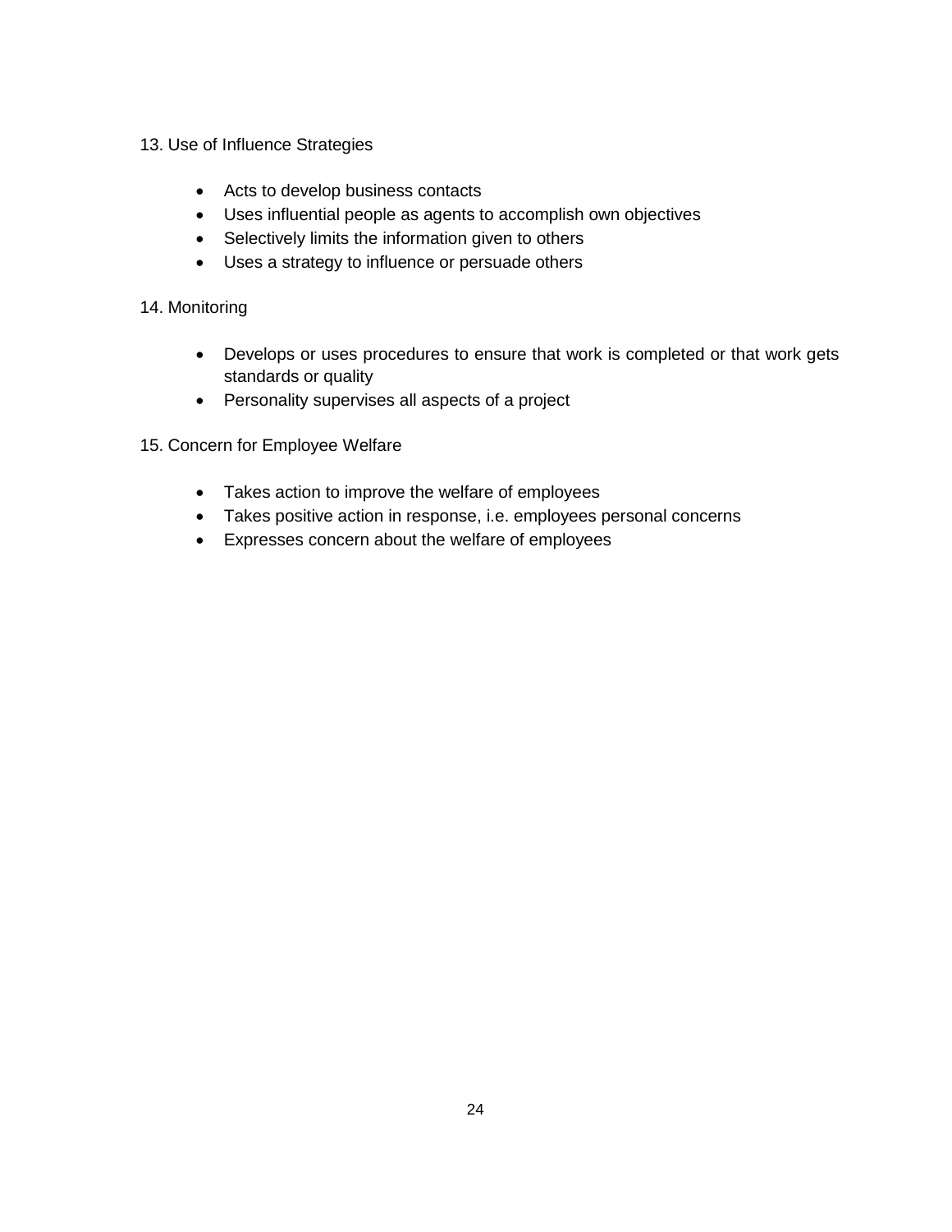13. Use of Influence Strategies

- Acts to develop business contacts
- Uses influential people as agents to accomplish own objectives
- Selectively limits the information given to others
- Uses a strategy to influence or persuade others

14. Monitoring

- Develops or uses procedures to ensure that work is completed or that work gets standards or quality
- Personality supervises all aspects of a project

15. Concern for Employee Welfare

- Takes action to improve the welfare of employees
- Takes positive action in response, i.e. employees personal concerns
- Expresses concern about the welfare of employees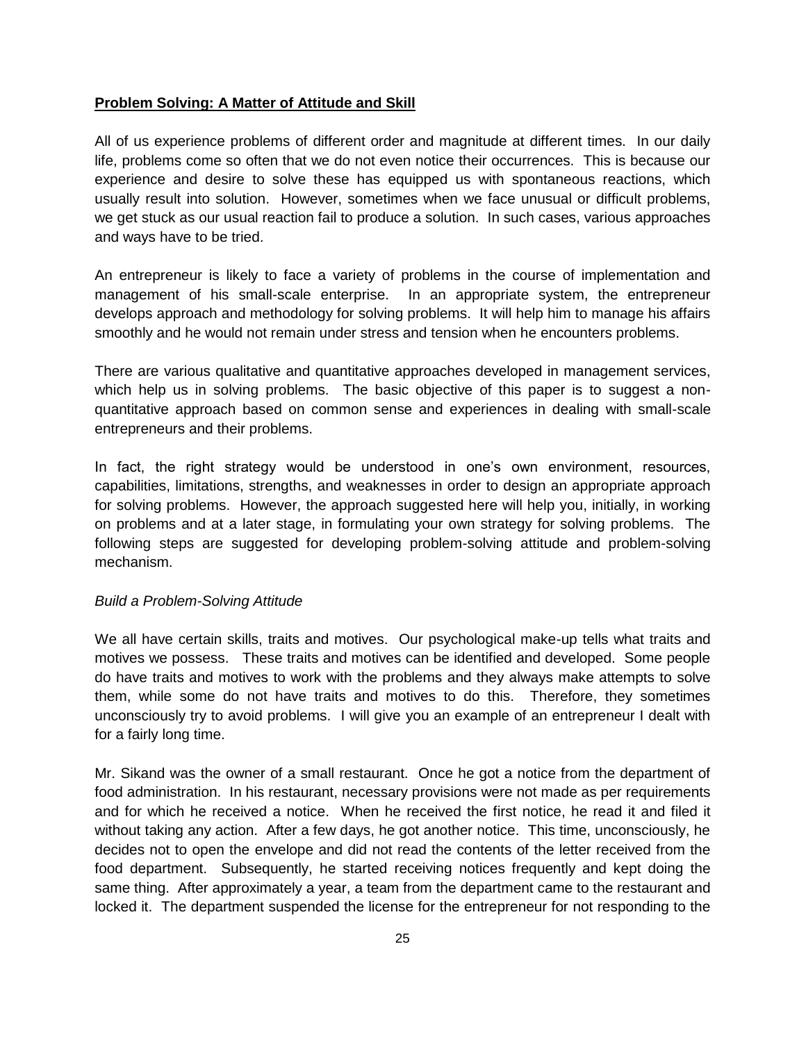## **Problem Solving: A Matter of Attitude and Skill**

All of us experience problems of different order and magnitude at different times. In our daily life, problems come so often that we do not even notice their occurrences. This is because our experience and desire to solve these has equipped us with spontaneous reactions, which usually result into solution. However, sometimes when we face unusual or difficult problems, we get stuck as our usual reaction fail to produce a solution. In such cases, various approaches and ways have to be tried.

An entrepreneur is likely to face a variety of problems in the course of implementation and management of his small-scale enterprise. In an appropriate system, the entrepreneur develops approach and methodology for solving problems. It will help him to manage his affairs smoothly and he would not remain under stress and tension when he encounters problems.

There are various qualitative and quantitative approaches developed in management services, which help us in solving problems. The basic objective of this paper is to suggest a non-quantitative approach based on common sense and experiences in dealing with small-scale entrepreneurs and their problems.

In fact, the right strategy would be understood in one's own environment, resources, capabilities, limitations, strengths, and weaknesses in order to design an appropriate approach for solving problems. However, the approach suggested here will help you, initially, in working on problems and at a later stage, in formulating your own strategy for solving problems. The following steps are suggested for developing problem-solving attitude and problem-solving mechanism.

*Build a Problem-Solving Attitude*

We all have certain skills, traits and motives. Our psychological make-up tells what traits and motives we possess. These traits and motives can be identified and developed. Some people do have traits and motives to work with the problems and they always make attempts to solve them, while some do not have traits and motives to do this. Therefore, they sometimes unconsciously try to avoid problems. I will give you an example of an entrepreneur I dealt with for a fairly long time.

Mr. Sikand was the owner of a small restaurant. Once he got a notice from the department of food administration. In his restaurant, necessary provisions were not made as per requirements and for which he received a notice. When he received the first notice, he read it and filed it without taking any action. After a few days, he got another notice. This time, unconsciously, he decides not to open the envelope and did not read the contents of the letter received from the food department. Subsequently, he started receiving notices frequently and kept doing the same thing. After approximately a year, a team from the department came to the restaurant and locked it. The department suspended the license for the entrepreneur for not responding to the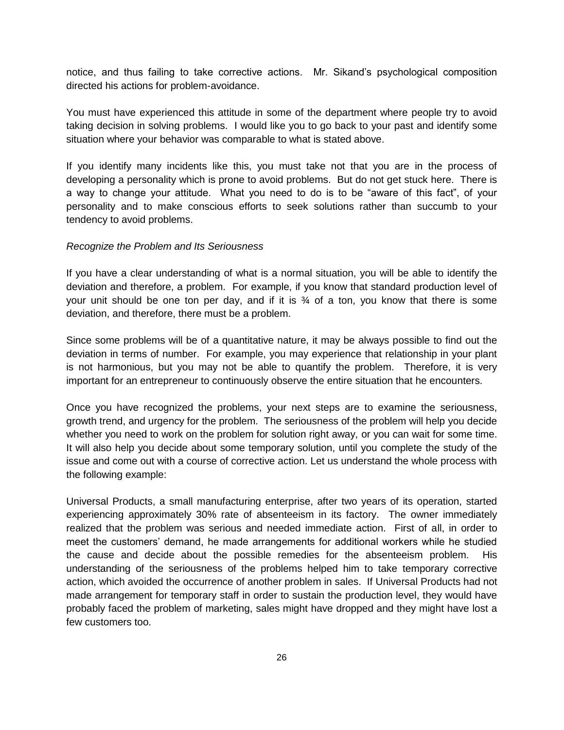notice, and thus failing to take corrective actions. Mr. Sikand's psychological composition directed his actions for problem-avoidance.

You must have experienced this attitude in some of the department where people try to avoid taking decision in solving problems. I would like you to go back to your past and identify some situation where your behavior was comparable to what is stated above.

If you identify many incidents like this, you must take not that you are in the process of developing a personality which is prone to avoid problems. But do not get stuck here. There is a way to change your attitude. What you need to do is to be "aware of this fact", of your personality and to make conscious efforts to seek solutions rather than succumb to your tendency to avoid problems.

*Recognize the Problem and Its Seriousness*

If you have a clear understanding of what is a normal situation, you will be able to identify the deviation and therefore, a problem. For example, if you know that standard production level of your unit should be one ton per day, and if it is ¾ of a ton, you know that there is some deviation, and therefore, there must be a problem.

Since some problems will be of a quantitative nature, it may be always possible to find out the deviation in terms of number. For example, you may experience that relationship in your plant is not harmonious, but you may not be able to quantify the problem. Therefore, it is very important for an entrepreneur to continuously observe the entire situation that he encounters.

Once you have recognized the problems, your next steps are to examine the seriousness, growth trend, and urgency for the problem. The seriousness of the problem will help you decide whether you need to work on the problem for solution right away, or you can wait for some time. It will also help you decide about some temporary solution, until you complete the study of the issue and come out with a course of corrective action. Let us understand the whole process with the following example:

Universal Products, a small manufacturing enterprise, after two years of its operation, started experiencing approximately 30% rate of absenteeism in its factory. The owner immediately realized that the problem was serious and needed immediate action. First of all, in order to meet the customers' demand, he made arrangements for additional workers while he studied the cause and decide about the possible remedies for the absenteeism problem. His understanding of the seriousness of the problems helped him to take temporary corrective action, which avoided the occurrence of another problem in sales. If Universal Products had not made arrangement for temporary staff in order to sustain the production level, they would have probably faced the problem of marketing, sales might have dropped and they might have lost a few customers too.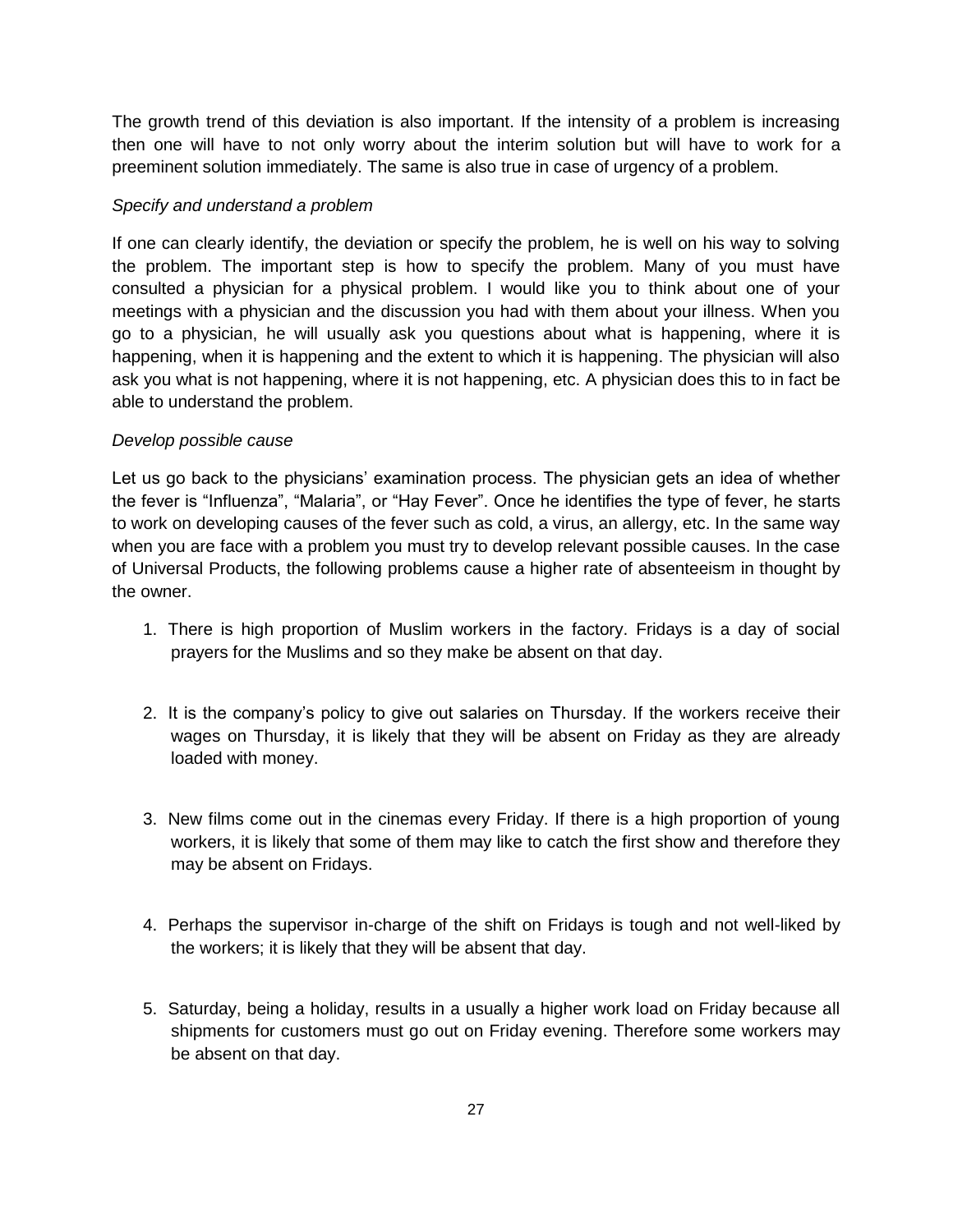The growth trend of this deviation is also important. If the intensity of a problem is increasing then one will have to not only worry about the interim solution but will have to work for a preeminent solution immediately. The same is also true in case of urgency of a problem.

*Specify and understand a problem*

If one can clearly identify, the deviation or specify the problem, he is well on his way to solving the problem. The important step is how to specify the problem. Many of you must have consulted a physician for a physical problem. I would like you to think about one of your meetings with a physician and the discussion you had with them about your illness. When you go to a physician, he will usually ask you questions about what is happening, where it is happening, when it is happening and the extent to which it is happening. The physician will also ask you what is not happening, where it is not happening, etc. A physician does this to in fact be able to understand the problem.

*Develop possible cause*

Let us go back to the physicians' examination process. The physician gets an idea of whether the fever is "Influenza", "Malaria", or "Hay Fever". Once he identifies the type of fever, he starts to work on developing causes of the fever such as cold, a virus, an allergy, etc. In the same way when you are face with a problem you must try to develop relevant possible causes. In the case of Universal Products, the following problems cause a higher rate of absenteeism in thought by the owner.

1. There is high proportion of Muslim workers in the factory. Fridays is a day of social prayers for the Muslims and so they make be absent on that day.

2. It is the company's policy to give out salaries on Thursday. If the workers receive their wages on Thursday, it is likely that they will be absent on Friday as they are already loaded with money.

3. New films come out in the cinemas every Friday. If there is a high proportion of young workers, it is likely that some of them may like to catch the first show and therefore they may be absent on Fridays.

4. Perhaps the supervisor in-charge of the shift on Fridays is tough and not well-liked by the workers; it is likely that they will be absent that day.

5. Saturday, being a holiday, results in a usually a higher work load on Friday because all shipments for customers must go out on Friday evening. Therefore some workers may be absent on that day.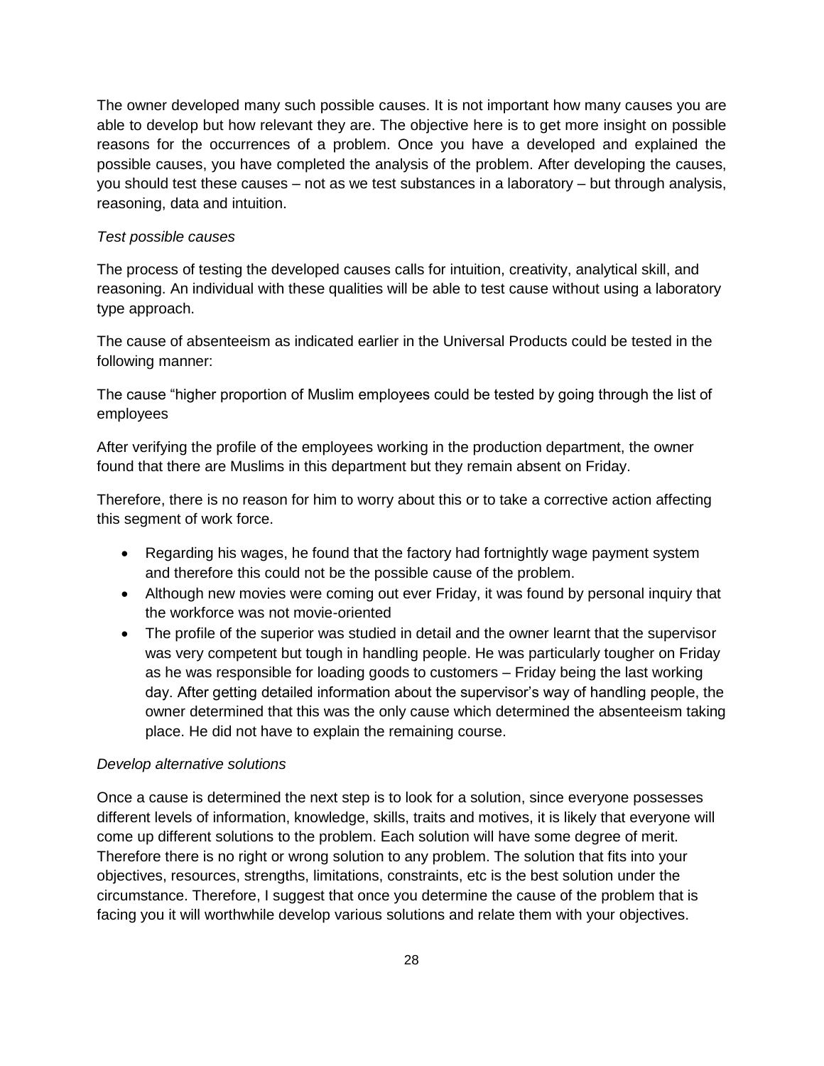The owner developed many such possible causes. It is not important how many causes you are able to develop but how relevant they are. The objective here is to get more insight on possible reasons for the occurrences of a problem. Once you have a developed and explained the possible causes, you have completed the analysis of the problem. After developing the causes, you should test these causes – not as we test substances in a laboratory – but through analysis, reasoning, data and intuition.

*Test possible causes*

The process of testing the developed causes calls for intuition, creativity, analytical skill, and reasoning. An individual with these qualities will be able to test cause without using a laboratory type approach.

The cause of absenteeism as indicated earlier in the Universal Products could be tested in the following manner:

The cause "higher proportion of Muslim employees could be tested by going through the list of employees

After verifying the profile of the employees working in the production department, the owner found that there are Muslims in this department but they remain absent on Friday.

Therefore, there is no reason for him to worry about this or to take a corrective action affecting this segment of work force.

- Regarding his wages, he found that the factory had fortnightly wage payment system and therefore this could not be the possible cause of the problem.
- Although new movies were coming out ever Friday, it was found by personal inquiry that the workforce was not movie-oriented
- The profile of the superior was studied in detail and the owner learnt that the supervisor was very competent but tough in handling people. He was particularly tougher on Friday as he was responsible for loading goods to customers – Friday being the last working day. After getting detailed information about the supervisor's way of handling people, the owner determined that this was the only cause which determined the absenteeism taking place. He did not have to explain the remaining course.

*Develop alternative solutions*

Once a cause is determined the next step is to look for a solution, since everyone possesses different levels of information, knowledge, skills, traits and motives, it is likely that everyone will come up different solutions to the problem. Each solution will have some degree of merit. Therefore there is no right or wrong solution to any problem. The solution that fits into your objectives, resources, strengths, limitations, constraints, etc is the best solution under the circumstance. Therefore, I suggest that once you determine the cause of the problem that is facing you it will worthwhile develop various solutions and relate them with your objectives.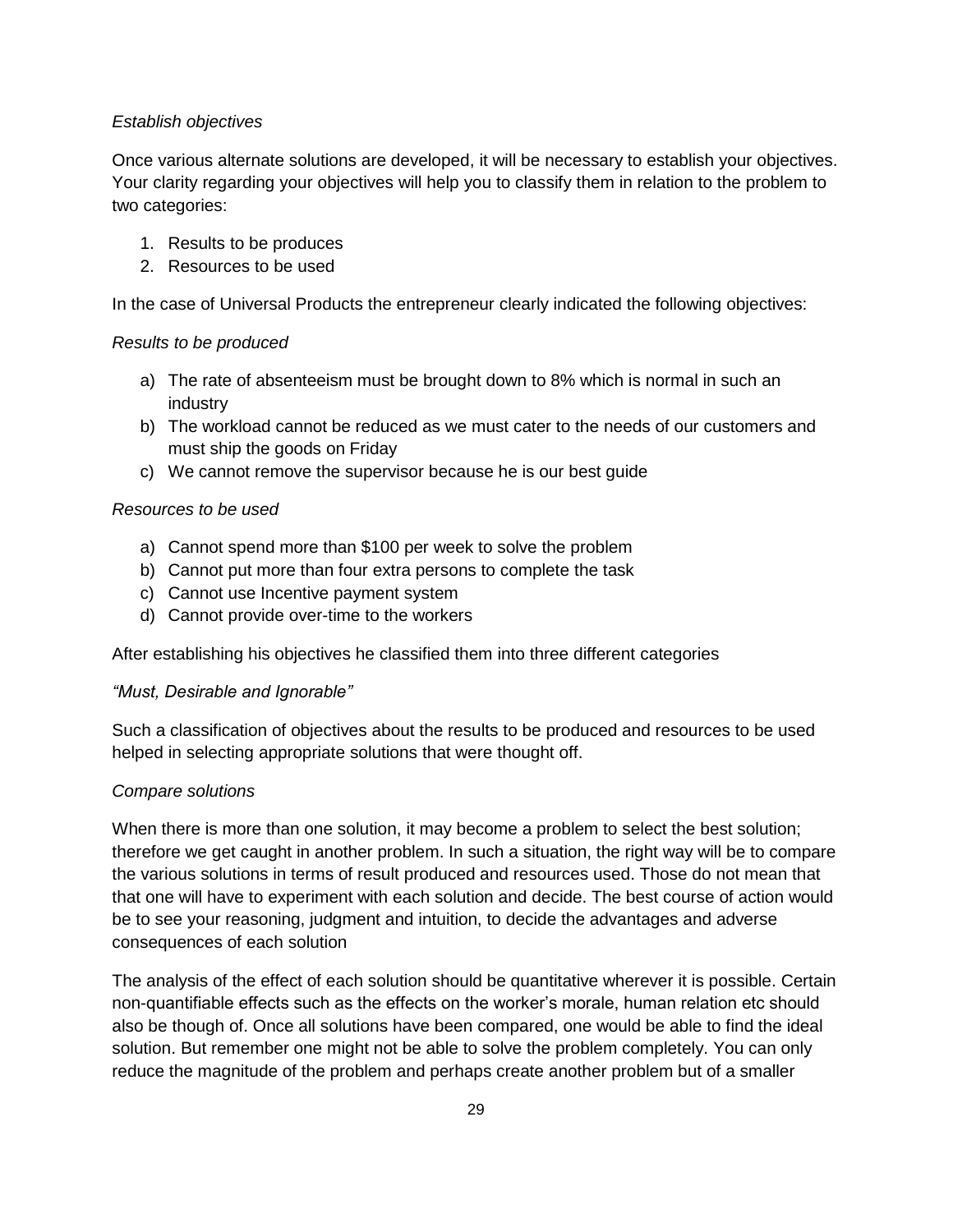*Establish objectives*

Once various alternate solutions are developed, it will be necessary to establish your objectives. Your clarity regarding your objectives will help you to classify them in relation to the problem to two categories:

1. Results to be produces
2. Resources to be used

In the case of Universal Products the entrepreneur clearly indicated the following objectives:

*Results to be produced*

a) The rate of absenteeism must be brought down to 8% which is normal in such an industry
b) The workload cannot be reduced as we must cater to the needs of our customers and must ship the goods on Friday
c) We cannot remove the supervisor because he is our best guide

*Resources to be used*

a) Cannot spend more than $100 per week to solve the problem
b) Cannot put more than four extra persons to complete the task
c) Cannot use Incentive payment system
d) Cannot provide over-time to the workers

After establishing his objectives he classified them into three different categories

*"Must, Desirable and Ignorable"*

Such a classification of objectives about the results to be produced and resources to be used helped in selecting appropriate solutions that were thought off.

*Compare solutions*

When there is more than one solution, it may become a problem to select the best solution; therefore we get caught in another problem. In such a situation, the right way will be to compare the various solutions in terms of result produced and resources used. Those do not mean that that one will have to experiment with each solution and decide. The best course of action would be to see your reasoning, judgment and intuition, to decide the advantages and adverse consequences of each solution

The analysis of the effect of each solution should be quantitative wherever it is possible. Certain non-quantifiable effects such as the effects on the worker's morale, human relation etc should also be though of. Once all solutions have been compared, one would be able to find the ideal solution. But remember one might not be able to solve the problem completely. You can only reduce the magnitude of the problem and perhaps create another problem but of a smaller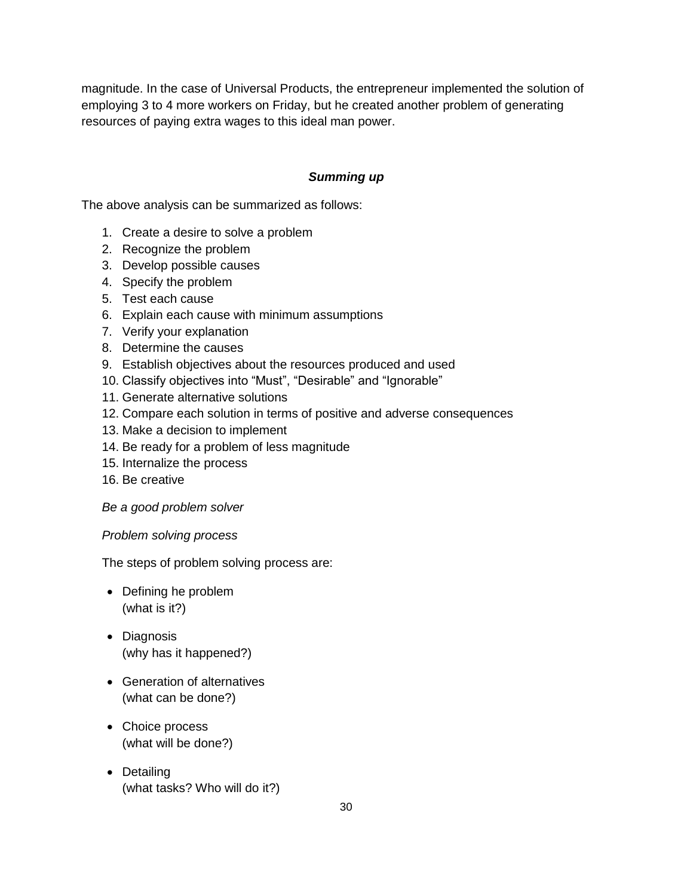magnitude. In the case of Universal Products, the entrepreneur implemented the solution of employing 3 to 4 more workers on Friday, but he created another problem of generating resources of paying extra wages to this ideal man power.

### ***Summing up***

The above analysis can be summarized as follows:

1. Create a desire to solve a problem
2. Recognize the problem
3. Develop possible causes
4. Specify the problem
5. Test each cause
6. Explain each cause with minimum assumptions
7. Verify your explanation
8. Determine the causes
9. Establish objectives about the resources produced and used
10. Classify objectives into "Must", "Desirable" and "Ignorable"
11. Generate alternative solutions
12. Compare each solution in terms of positive and adverse consequences
13. Make a decision to implement
14. Be ready for a problem of less magnitude
15. Internalize the process
16. Be creative

*Be a good problem solver*

*Problem solving process*

The steps of problem solving process are:

- Defining he problem
  (what is it?)

- Diagnosis
  (why has it happened?)

- Generation of alternatives
  (what can be done?)

- Choice process
  (what will be done?)

- Detailing
  (what tasks? Who will do it?)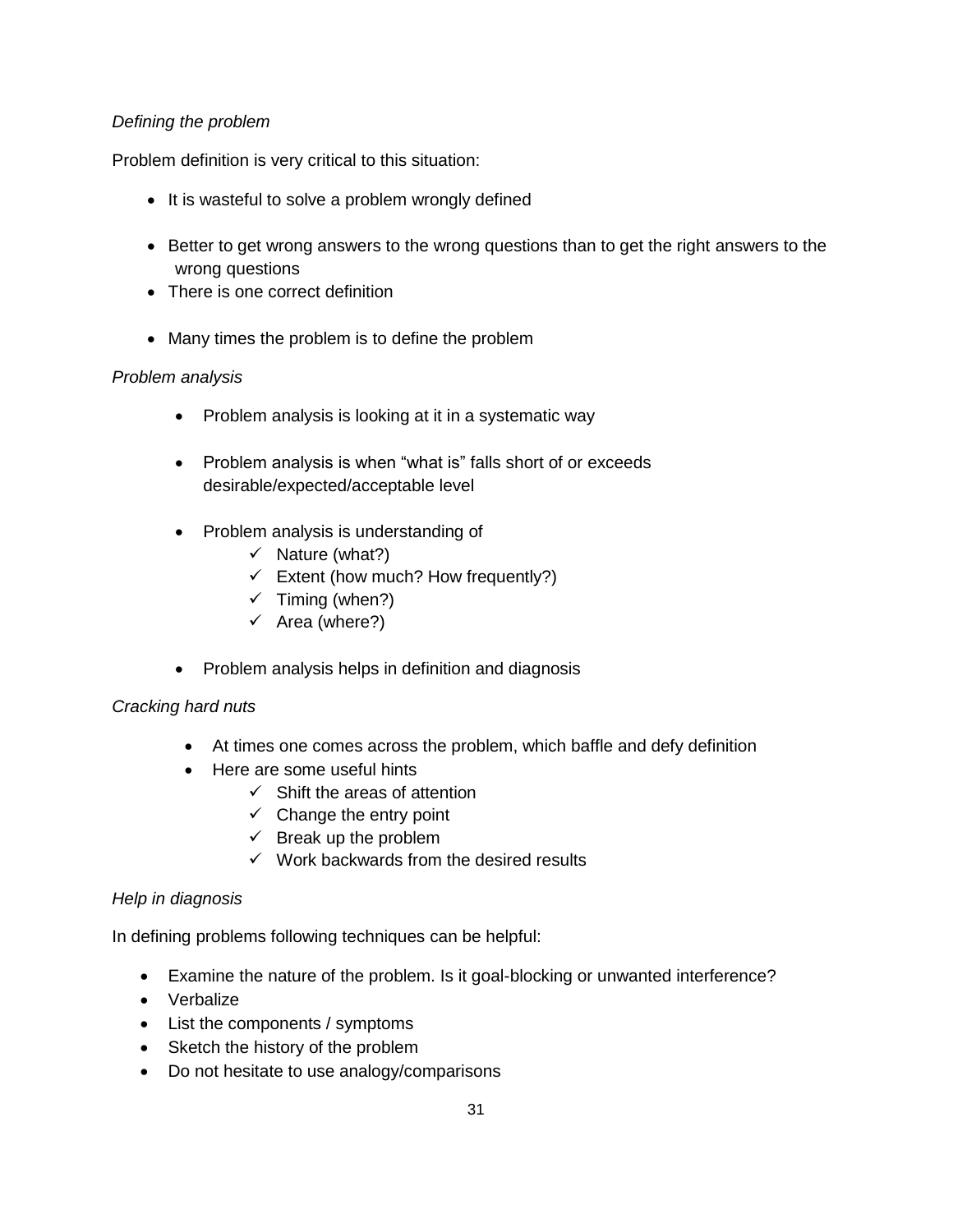*Defining the problem*

Problem definition is very critical to this situation:

- It is wasteful to solve a problem wrongly defined
- Better to get wrong answers to the wrong questions than to get the right answers to the wrong questions
- There is one correct definition
- Many times the problem is to define the problem

*Problem analysis*

- Problem analysis is looking at it in a systematic way
- Problem analysis is when "what is" falls short of or exceeds desirable/expected/acceptable level
- Problem analysis is understanding of
  - ✓ Nature (what?)
  - ✓ Extent (how much? How frequently?)
  - ✓ Timing (when?)
  - ✓ Area (where?)
- Problem analysis helps in definition and diagnosis

*Cracking hard nuts*

- At times one comes across the problem, which baffle and defy definition
- Here are some useful hints
  - ✓ Shift the areas of attention
  - ✓ Change the entry point
  - ✓ Break up the problem
  - ✓ Work backwards from the desired results

*Help in diagnosis*

In defining problems following techniques can be helpful:

- Examine the nature of the problem. Is it goal-blocking or unwanted interference?
- Verbalize
- List the components / symptoms
- Sketch the history of the problem
- Do not hesitate to use analogy/comparisons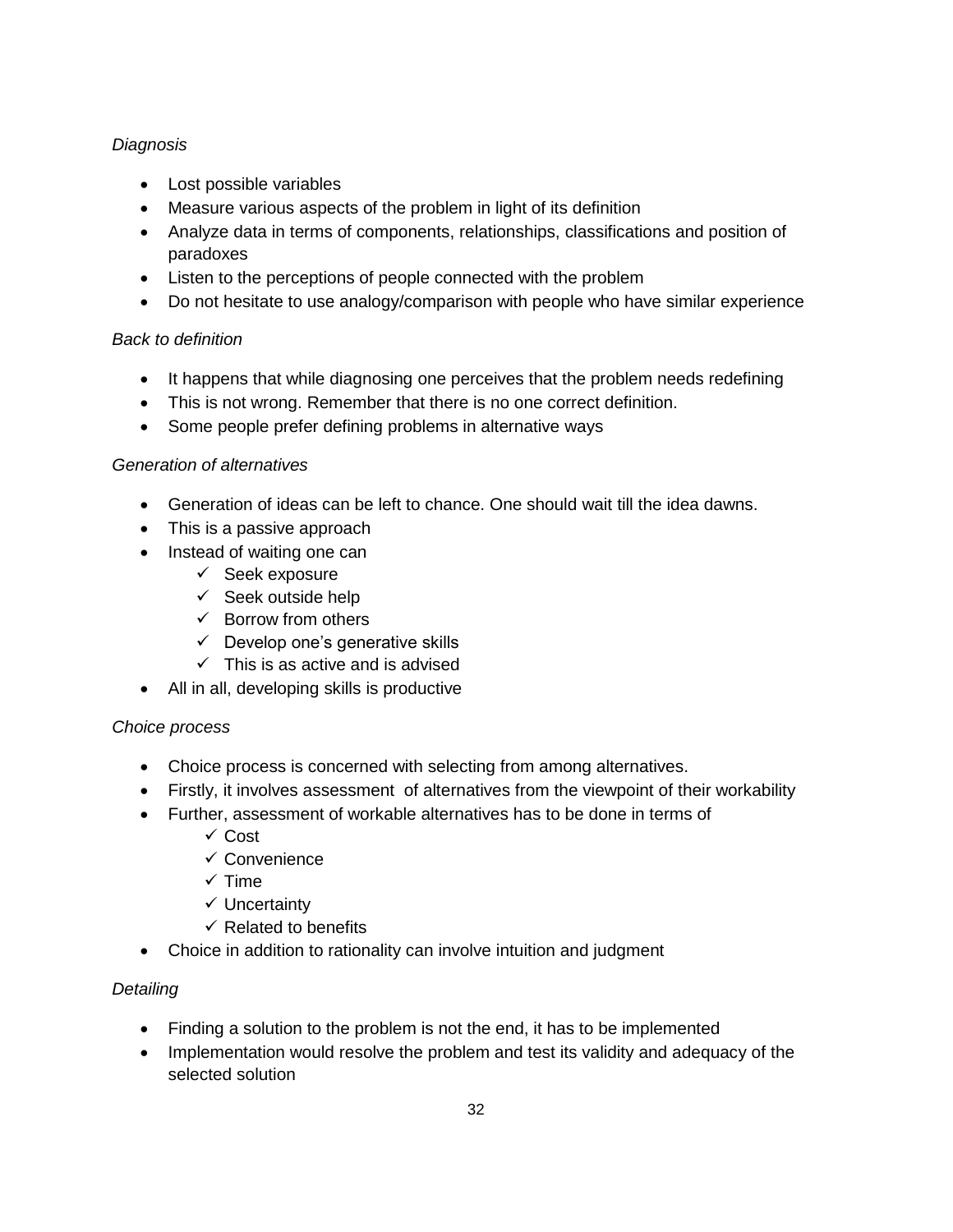*Diagnosis*

- Lost possible variables
- Measure various aspects of the problem in light of its definition
- Analyze data in terms of components, relationships, classifications and position of paradoxes
- Listen to the perceptions of people connected with the problem
- Do not hesitate to use analogy/comparison with people who have similar experience

*Back to definition*

- It happens that while diagnosing one perceives that the problem needs redefining
- This is not wrong. Remember that there is no one correct definition.
- Some people prefer defining problems in alternative ways

*Generation of alternatives*

- Generation of ideas can be left to chance. One should wait till the idea dawns.
- This is a passive approach
- Instead of waiting one can
  - ✓ Seek exposure
  - ✓ Seek outside help
  - ✓ Borrow from others
  - ✓ Develop one's generative skills
  - ✓ This is as active and is advised
- All in all, developing skills is productive

*Choice process*

- Choice process is concerned with selecting from among alternatives.
- Firstly, it involves assessment of alternatives from the viewpoint of their workability
- Further, assessment of workable alternatives has to be done in terms of
  - ✓ Cost
  - ✓ Convenience
  - ✓ Time
  - ✓ Uncertainty
  - ✓ Related to benefits
- Choice in addition to rationality can involve intuition and judgment

*Detailing*

- Finding a solution to the problem is not the end, it has to be implemented
- Implementation would resolve the problem and test its validity and adequacy of the selected solution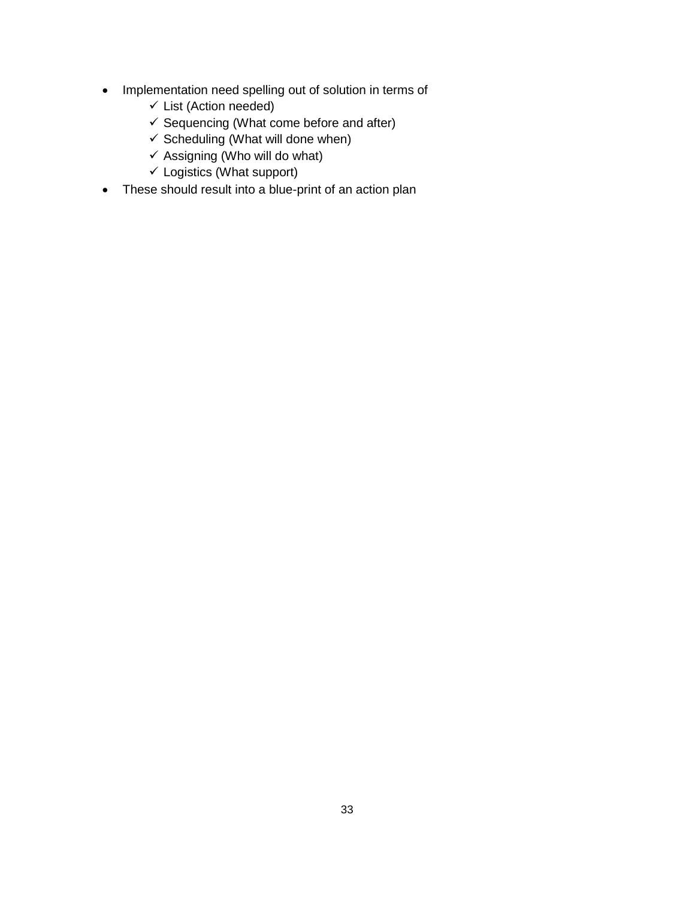- Implementation need spelling out of solution in terms of
  - ✓ List (Action needed)
  - ✓ Sequencing (What come before and after)
  - ✓ Scheduling (What will done when)
  - ✓ Assigning (Who will do what)
  - ✓ Logistics (What support)
- These should result into a blue-print of an action plan